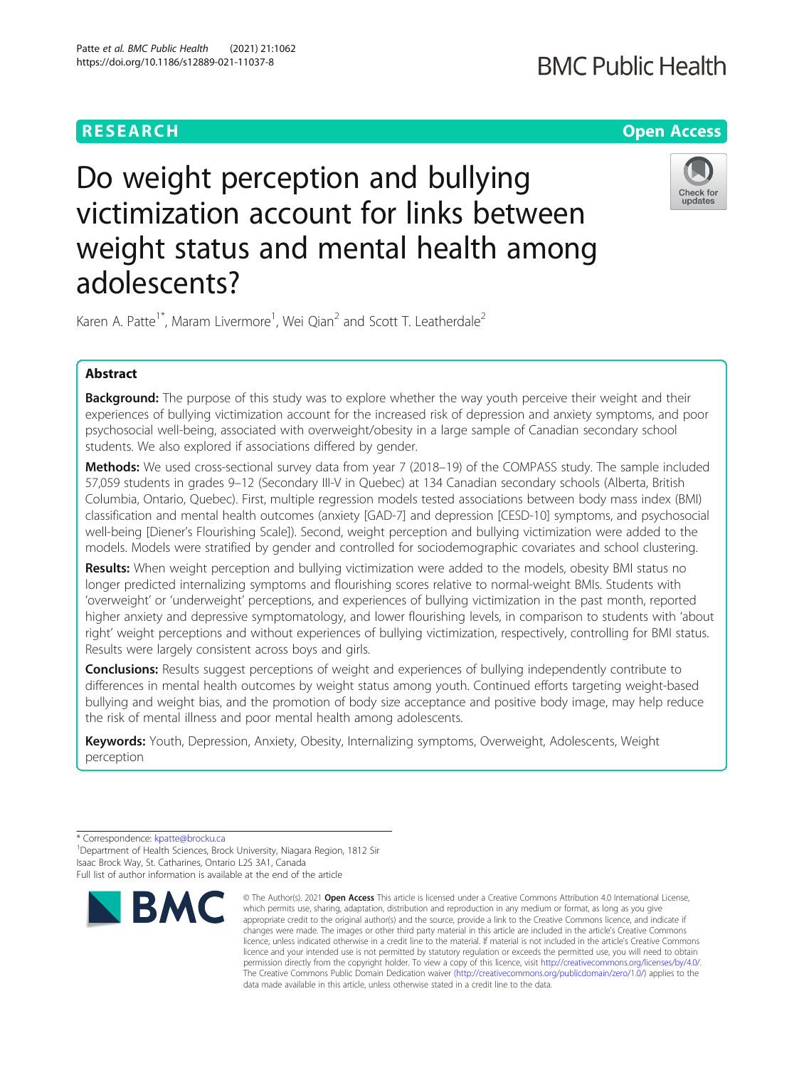RESEARCH

Open Access

# Do weight perception and bullying victimization account for links between weight status and mental health among adolescents?

Karen A. Patte[1*], Maram Livermore[1], Wei Qian[2] and Scott T. Leatherdale[2]

## Abstract

**Background:** The purpose of this study was to explore whether the way youth perceive their weight and their experiences of bullying victimization account for the increased risk of depression and anxiety symptoms, and poor psychosocial well-being, associated with overweight/obesity in a large sample of Canadian secondary school students. We also explored if associations differed by gender.

**Methods:** We used cross-sectional survey data from year 7 (2018–19) of the COMPASS study. The sample included 57,059 students in grades 9–12 (Secondary III-V in Quebec) at 134 Canadian secondary schools (Alberta, British Columbia, Ontario, Quebec). First, multiple regression models tested associations between body mass index (BMI) classification and mental health outcomes (anxiety [GAD-7] and depression [CESD-10] symptoms, and psychosocial well-being [Diener's Flourishing Scale]). Second, weight perception and bullying victimization were added to the models. Models were stratified by gender and controlled for sociodemographic covariates and school clustering.

**Results:** When weight perception and bullying victimization were added to the models, obesity BMI status no longer predicted internalizing symptoms and flourishing scores relative to normal-weight BMIs. Students with 'overweight' or 'underweight' perceptions, and experiences of bullying victimization in the past month, reported higher anxiety and depressive symptomatology, and lower flourishing levels, in comparison to students with 'about right' weight perceptions and without experiences of bullying victimization, respectively, controlling for BMI status. Results were largely consistent across boys and girls.

**Conclusions:** Results suggest perceptions of weight and experiences of bullying independently contribute to differences in mental health outcomes by weight status among youth. Continued efforts targeting weight-based bullying and weight bias, and the promotion of body size acceptance and positive body image, may help reduce the risk of mental illness and poor mental health among adolescents.

**Keywords:** Youth, Depression, Anxiety, Obesity, Internalizing symptoms, Overweight, Adolescents, Weight perception

\* Correspondence: kpatte@brocku.ca
[1]Department of Health Sciences, Brock University, Niagara Region, 1812 Sir Isaac Brock Way, St. Catharines, Ontario L2S 3A1, Canada
Full list of author information is available at the end of the article

© The Author(s). 2021 **Open Access** This article is licensed under a Creative Commons Attribution 4.0 International License, which permits use, sharing, adaptation, distribution and reproduction in any medium or format, as long as you give appropriate credit to the original author(s) and the source, provide a link to the Creative Commons licence, and indicate if changes were made. The images or other third party material in this article are included in the article's Creative Commons licence, unless indicated otherwise in a credit line to the material. If material is not included in the article's Creative Commons licence and your intended use is not permitted by statutory regulation or exceeds the permitted use, you will need to obtain permission directly from the copyright holder. To view a copy of this licence, visit http://creativecommons.org/licenses/by/4.0/. The Creative Commons Public Domain Dedication waiver (http://creativecommons.org/publicdomain/zero/1.0/) applies to the data made available in this article, unless otherwise stated in a credit line to the data.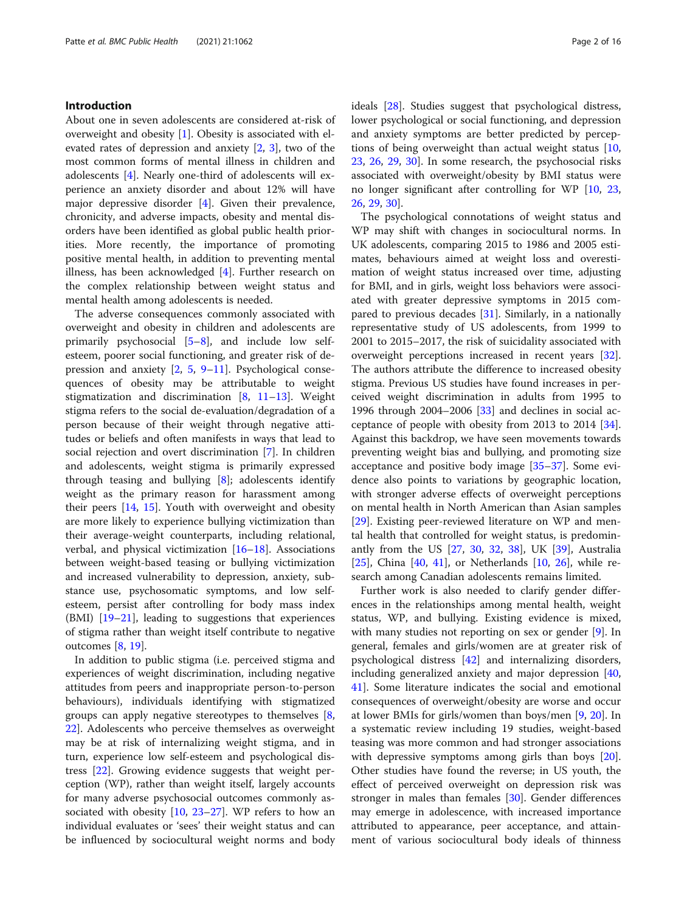## Introduction

About one in seven adolescents are considered at-risk of overweight and obesity [1]. Obesity is associated with elevated rates of depression and anxiety [2, 3], two of the most common forms of mental illness in children and adolescents [4]. Nearly one-third of adolescents will experience an anxiety disorder and about 12% will have major depressive disorder [4]. Given their prevalence, chronicity, and adverse impacts, obesity and mental disorders have been identified as global public health priorities. More recently, the importance of promoting positive mental health, in addition to preventing mental illness, has been acknowledged [4]. Further research on the complex relationship between weight status and mental health among adolescents is needed.

The adverse consequences commonly associated with overweight and obesity in children and adolescents are primarily psychosocial [5–8], and include low self-esteem, poorer social functioning, and greater risk of depression and anxiety [2, 5, 9–11]. Psychological consequences of obesity may be attributable to weight stigmatization and discrimination [8, 11–13]. Weight stigma refers to the social de-evaluation/degradation of a person because of their weight through negative attitudes or beliefs and often manifests in ways that lead to social rejection and overt discrimination [7]. In children and adolescents, weight stigma is primarily expressed through teasing and bullying [8]; adolescents identify weight as the primary reason for harassment among their peers [14, 15]. Youth with overweight and obesity are more likely to experience bullying victimization than their average-weight counterparts, including relational, verbal, and physical victimization [16–18]. Associations between weight-based teasing or bullying victimization and increased vulnerability to depression, anxiety, substance use, psychosomatic symptoms, and low self-esteem, persist after controlling for body mass index (BMI) [19–21], leading to suggestions that experiences of stigma rather than weight itself contribute to negative outcomes [8, 19].

In addition to public stigma (i.e. perceived stigma and experiences of weight discrimination, including negative attitudes from peers and inappropriate person-to-person behaviours), individuals identifying with stigmatized groups can apply negative stereotypes to themselves [8, 22]. Adolescents who perceive themselves as overweight may be at risk of internalizing weight stigma, and in turn, experience low self-esteem and psychological distress [22]. Growing evidence suggests that weight perception (WP), rather than weight itself, largely accounts for many adverse psychosocial outcomes commonly associated with obesity [10, 23–27]. WP refers to how an individual evaluates or 'sees' their weight status and can be influenced by sociocultural weight norms and body ideals [28]. Studies suggest that psychological distress, lower psychological or social functioning, and depression and anxiety symptoms are better predicted by perceptions of being overweight than actual weight status [10, 23, 26, 29, 30]. In some research, the psychosocial risks associated with overweight/obesity by BMI status were no longer significant after controlling for WP [10, 23, 26, 29, 30].

The psychological connotations of weight status and WP may shift with changes in sociocultural norms. In UK adolescents, comparing 2015 to 1986 and 2005 estimates, behaviours aimed at weight loss and overestimation of weight status increased over time, adjusting for BMI, and in girls, weight loss behaviors were associated with greater depressive symptoms in 2015 compared to previous decades [31]. Similarly, in a nationally representative study of US adolescents, from 1999 to 2001 to 2015–2017, the risk of suicidality associated with overweight perceptions increased in recent years [32]. The authors attribute the difference to increased obesity stigma. Previous US studies have found increases in perceived weight discrimination in adults from 1995 to 1996 through 2004–2006 [33] and declines in social acceptance of people with obesity from 2013 to 2014 [34]. Against this backdrop, we have seen movements towards preventing weight bias and bullying, and promoting size acceptance and positive body image [35–37]. Some evidence also points to variations by geographic location, with stronger adverse effects of overweight perceptions on mental health in North American than Asian samples [29]. Existing peer-reviewed literature on WP and mental health that controlled for weight status, is predominantly from the US [27, 30, 32, 38], UK [39], Australia [25], China [40, 41], or Netherlands [10, 26], while research among Canadian adolescents remains limited.

Further work is also needed to clarify gender differences in the relationships among mental health, weight status, WP, and bullying. Existing evidence is mixed, with many studies not reporting on sex or gender [9]. In general, females and girls/women are at greater risk of psychological distress [42] and internalizing disorders, including generalized anxiety and major depression [40, 41]. Some literature indicates the social and emotional consequences of overweight/obesity are worse and occur at lower BMIs for girls/women than boys/men [9, 20]. In a systematic review including 19 studies, weight-based teasing was more common and had stronger associations with depressive symptoms among girls than boys [20]. Other studies have found the reverse; in US youth, the effect of perceived overweight on depression risk was stronger in males than females [30]. Gender differences may emerge in adolescence, with increased importance attributed to appearance, peer acceptance, and attainment of various sociocultural body ideals of thinness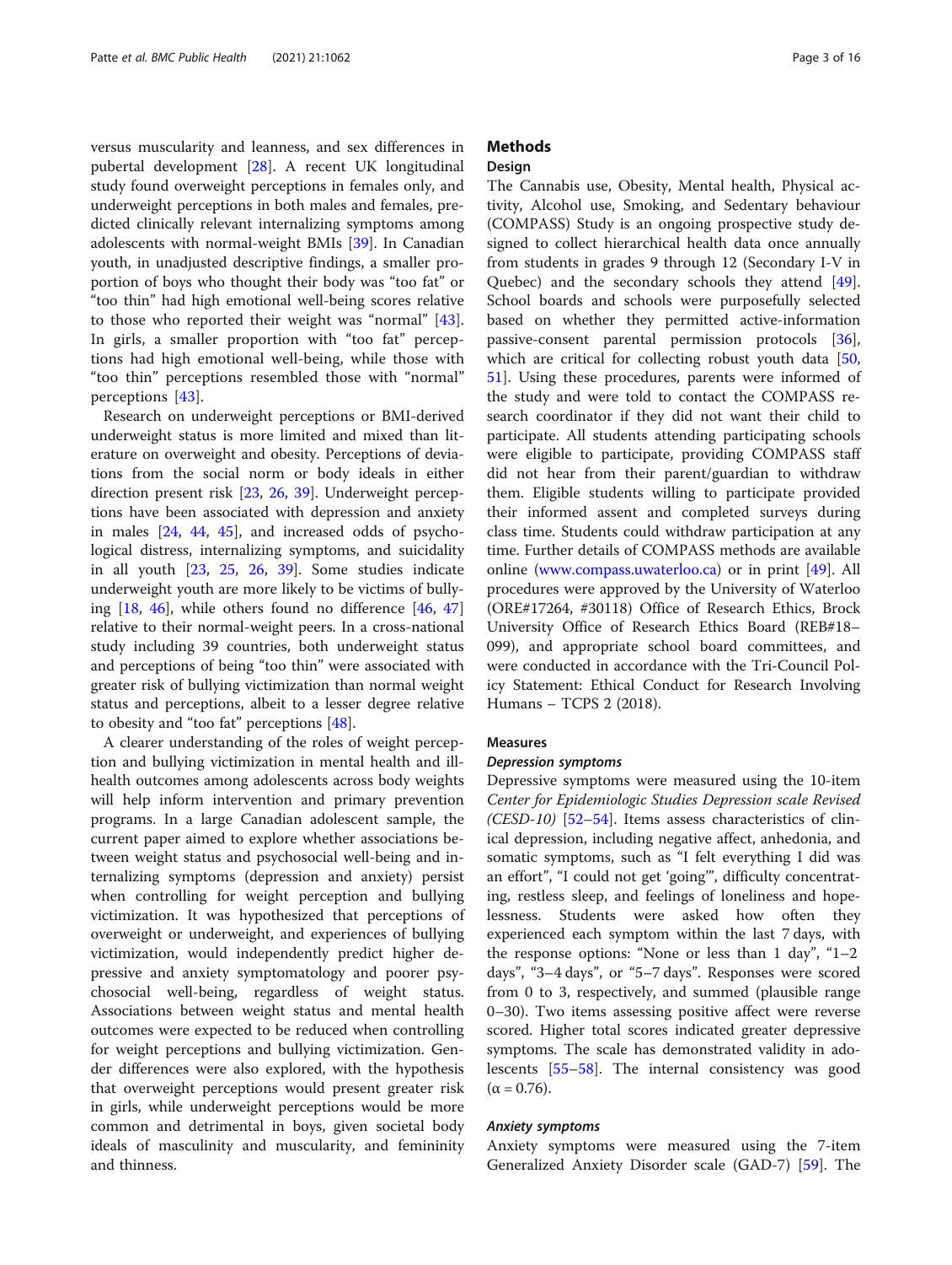versus muscularity and leanness, and sex differences in pubertal development [28]. A recent UK longitudinal study found overweight perceptions in females only, and underweight perceptions in both males and females, predicted clinically relevant internalizing symptoms among adolescents with normal-weight BMIs [39]. In Canadian youth, in unadjusted descriptive findings, a smaller proportion of boys who thought their body was "too fat" or "too thin" had high emotional well-being scores relative to those who reported their weight was "normal" [43]. In girls, a smaller proportion with "too fat" perceptions had high emotional well-being, while those with "too thin" perceptions resembled those with "normal" perceptions [43].

Research on underweight perceptions or BMI-derived underweight status is more limited and mixed than literature on overweight and obesity. Perceptions of deviations from the social norm or body ideals in either direction present risk [23, 26, 39]. Underweight perceptions have been associated with depression and anxiety in males [24, 44, 45], and increased odds of psychological distress, internalizing symptoms, and suicidality in all youth [23, 25, 26, 39]. Some studies indicate underweight youth are more likely to be victims of bullying [18, 46], while others found no difference [46, 47] relative to their normal-weight peers. In a cross-national study including 39 countries, both underweight status and perceptions of being "too thin" were associated with greater risk of bullying victimization than normal weight status and perceptions, albeit to a lesser degree relative to obesity and "too fat" perceptions [48].

A clearer understanding of the roles of weight perception and bullying victimization in mental health and ill-health outcomes among adolescents across body weights will help inform intervention and primary prevention programs. In a large Canadian adolescent sample, the current paper aimed to explore whether associations between weight status and psychosocial well-being and internalizing symptoms (depression and anxiety) persist when controlling for weight perception and bullying victimization. It was hypothesized that perceptions of overweight or underweight, and experiences of bullying victimization, would independently predict higher depressive and anxiety symptomatology and poorer psychosocial well-being, regardless of weight status. Associations between weight status and mental health outcomes were expected to be reduced when controlling for weight perceptions and bullying victimization. Gender differences were also explored, with the hypothesis that overweight perceptions would present greater risk in girls, while underweight perceptions would be more common and detrimental in boys, given societal body ideals of masculinity and muscularity, and femininity and thinness.

## Methods

### Design

The Cannabis use, Obesity, Mental health, Physical activity, Alcohol use, Smoking, and Sedentary behaviour (COMPASS) Study is an ongoing prospective study designed to collect hierarchical health data once annually from students in grades 9 through 12 (Secondary I-V in Quebec) and the secondary schools they attend [49]. School boards and schools were purposefully selected based on whether they permitted active-information passive-consent parental permission protocols [36], which are critical for collecting robust youth data [50, 51]. Using these procedures, parents were informed of the study and were told to contact the COMPASS research coordinator if they did not want their child to participate. All students attending participating schools were eligible to participate, providing COMPASS staff did not hear from their parent/guardian to withdraw them. Eligible students willing to participate provided their informed assent and completed surveys during class time. Students could withdraw participation at any time. Further details of COMPASS methods are available online (www.compass.uwaterloo.ca) or in print [49]. All procedures were approved by the University of Waterloo (ORE#17264, #30118) Office of Research Ethics, Brock University Office of Research Ethics Board (REB#18–099), and appropriate school board committees, and were conducted in accordance with the Tri-Council Policy Statement: Ethical Conduct for Research Involving Humans – TCPS 2 (2018).

### Measures

#### *Depression symptoms*

Depressive symptoms were measured using the 10-item *Center for Epidemiologic Studies Depression scale Revised (CESD-10)* [52–54]. Items assess characteristics of clinical depression, including negative affect, anhedonia, and somatic symptoms, such as "I felt everything I did was an effort", "I could not get 'going'", difficulty concentrating, restless sleep, and feelings of loneliness and hopelessness. Students were asked how often they experienced each symptom within the last 7 days, with the response options: "None or less than 1 day", "1–2 days", "3–4 days", or "5–7 days". Responses were scored from 0 to 3, respectively, and summed (plausible range 0–30). Two items assessing positive affect were reverse scored. Higher total scores indicated greater depressive symptoms. The scale has demonstrated validity in adolescents [55–58]. The internal consistency was good ($\alpha = 0.76$).

#### *Anxiety symptoms*

Anxiety symptoms were measured using the 7-item Generalized Anxiety Disorder scale (GAD-7) [59]. The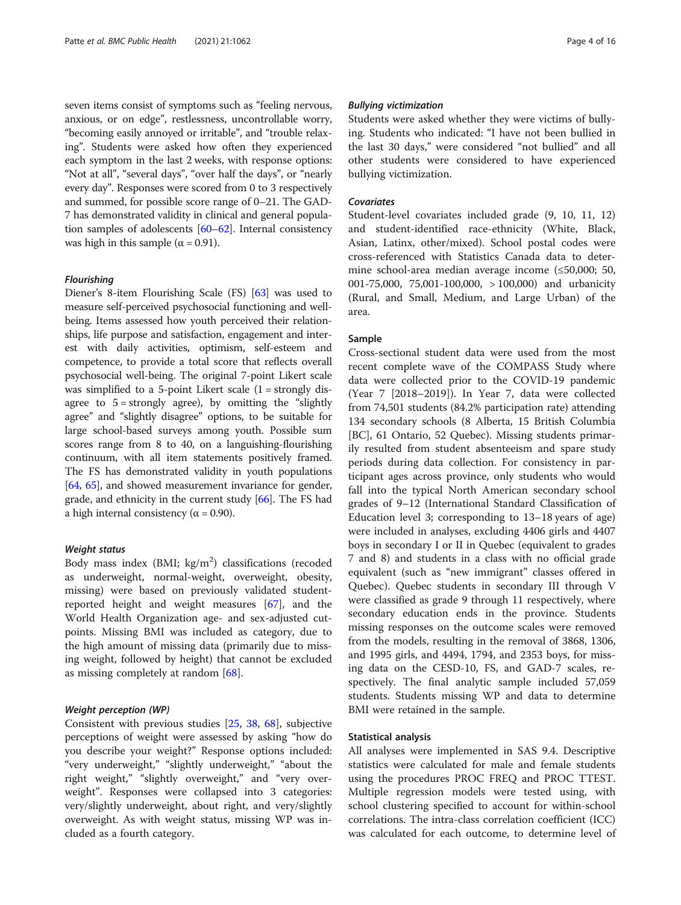seven items consist of symptoms such as "feeling nervous, anxious, or on edge", restlessness, uncontrollable worry, "becoming easily annoyed or irritable", and "trouble relaxing". Students were asked how often they experienced each symptom in the last 2 weeks, with response options: "Not at all", "several days", "over half the days", or "nearly every day". Responses were scored from 0 to 3 respectively and summed, for possible score range of 0–21. The GAD-7 has demonstrated validity in clinical and general population samples of adolescents [60–62]. Internal consistency was high in this sample ($\alpha = 0.91$).

#### *Flourishing*

Diener's 8-item Flourishing Scale (FS) [63] was used to measure self-perceived psychosocial functioning and well-being. Items assessed how youth perceived their relationships, life purpose and satisfaction, engagement and interest with daily activities, optimism, self-esteem and competence, to provide a total score that reflects overall psychosocial well-being. The original 7-point Likert scale was simplified to a 5-point Likert scale (1 = strongly disagree to 5 = strongly agree), by omitting the "slightly agree" and "slightly disagree" options, to be suitable for large school-based surveys among youth. Possible sum scores range from 8 to 40, on a languishing-flourishing continuum, with all item statements positively framed. The FS has demonstrated validity in youth populations [64, 65], and showed measurement invariance for gender, grade, and ethnicity in the current study [66]. The FS had a high internal consistency ($\alpha = 0.90$).

#### *Weight status*

Body mass index (BMI; $kg/m^2$) classifications (recoded as underweight, normal-weight, overweight, obesity, missing) were based on previously validated student-reported height and weight measures [67], and the World Health Organization age- and sex-adjusted cut-points. Missing BMI was included as category, due to the high amount of missing data (primarily due to missing weight, followed by height) that cannot be excluded as missing completely at random [68].

#### *Weight perception (WP)*

Consistent with previous studies [25, 38, 68], subjective perceptions of weight were assessed by asking "how do you describe your weight?" Response options included: "very underweight," "slightly underweight," "about the right weight," "slightly overweight," and "very overweight". Responses were collapsed into 3 categories: very/slightly underweight, about right, and very/slightly overweight. As with weight status, missing WP was included as a fourth category.

#### *Bullying victimization*

Students were asked whether they were victims of bullying. Students who indicated: "I have not been bullied in the last 30 days," were considered "not bullied" and all other students were considered to have experienced bullying victimization.

#### *Covariates*

Student-level covariates included grade (9, 10, 11, 12) and student-identified race-ethnicity (White, Black, Asian, Latinx, other/mixed). School postal codes were cross-referenced with Statistics Canada data to determine school-area median average income (≤50,000; 50,001-75,000, 75,001-100,000, > 100,000) and urbanicity (Rural, and Small, Medium, and Large Urban) of the area.

### Sample

Cross-sectional student data were used from the most recent complete wave of the COMPASS Study where data were collected prior to the COVID-19 pandemic (Year 7 [2018–2019]). In Year 7, data were collected from 74,501 students (84.2% participation rate) attending 134 secondary schools (8 Alberta, 15 British Columbia [BC], 61 Ontario, 52 Quebec). Missing students primarily resulted from student absenteeism and spare study periods during data collection. For consistency in participant ages across province, only students who would fall into the typical North American secondary school grades of 9–12 (International Standard Classification of Education level 3; corresponding to 13–18 years of age) were included in analyses, excluding 4406 girls and 4407 boys in secondary I or II in Quebec (equivalent to grades 7 and 8) and students in a class with no official grade equivalent (such as "new immigrant" classes offered in Quebec). Quebec students in secondary III through V were classified as grade 9 through 11 respectively, where secondary education ends in the province. Students missing responses on the outcome scales were removed from the models, resulting in the removal of 3868, 1306, and 1995 girls, and 4494, 1794, and 2353 boys, for missing data on the CESD-10, FS, and GAD-7 scales, respectively. The final analytic sample included 57,059 students. Students missing WP and data to determine BMI were retained in the sample.

### Statistical analysis

All analyses were implemented in SAS 9.4. Descriptive statistics were calculated for male and female students using the procedures PROC FREQ and PROC TTEST. Multiple regression models were tested using, with school clustering specified to account for within-school correlations. The intra-class correlation coefficient (ICC) was calculated for each outcome, to determine level of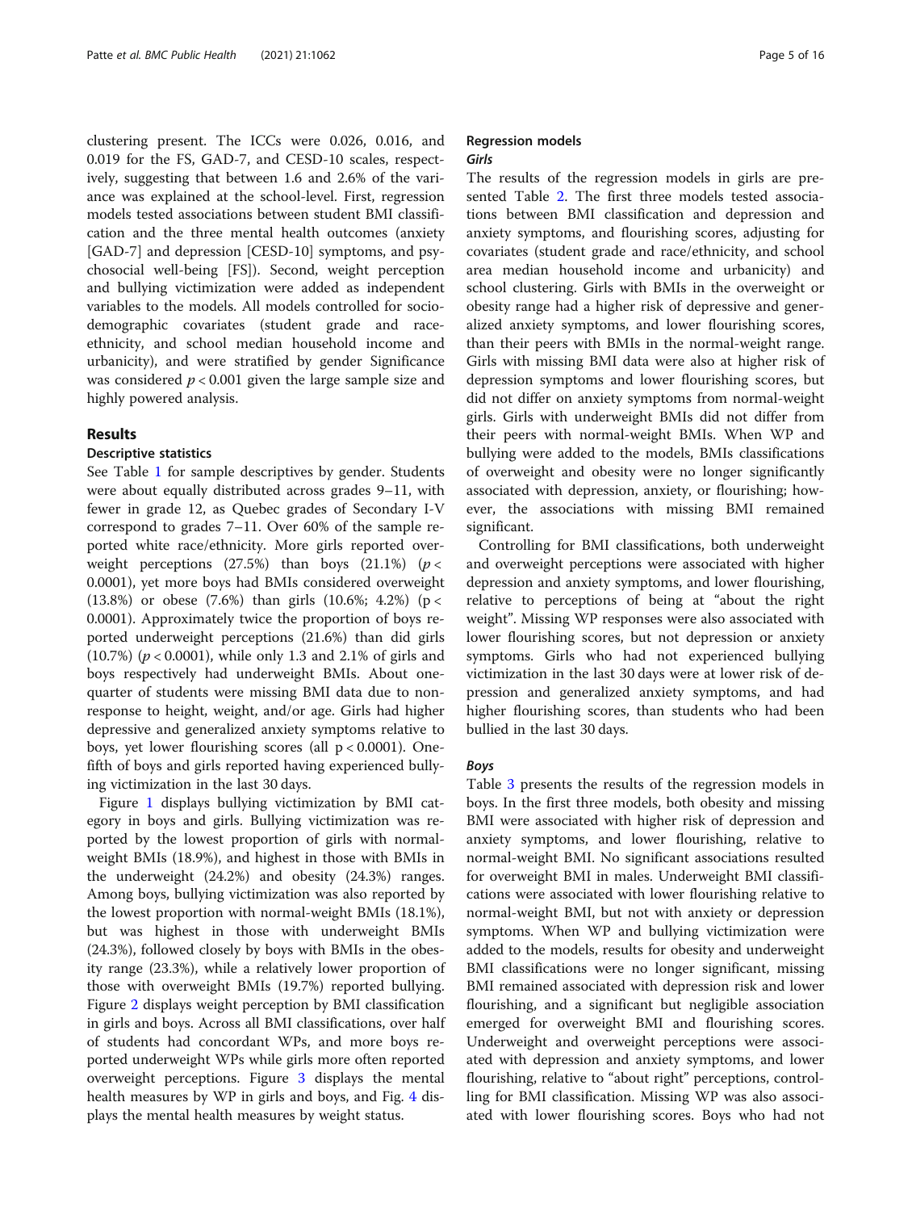clustering present. The ICCs were 0.026, 0.016, and 0.019 for the FS, GAD-7, and CESD-10 scales, respectively, suggesting that between 1.6 and 2.6% of the variance was explained at the school-level. First, regression models tested associations between student BMI classification and the three mental health outcomes (anxiety [GAD-7] and depression [CESD-10] symptoms, and psychosocial well-being [FS]). Second, weight perception and bullying victimization were added as independent variables to the models. All models controlled for sociodemographic covariates (student grade and race-ethnicity, and school median household income and urbanicity), and were stratified by gender Significance was considered $p < 0.001$ given the large sample size and highly powered analysis.

## Results

### Descriptive statistics

See Table 1 for sample descriptives by gender. Students were about equally distributed across grades 9–11, with fewer in grade 12, as Quebec grades of Secondary I-V correspond to grades 7–11. Over 60% of the sample reported white race/ethnicity. More girls reported overweight perceptions (27.5%) than boys (21.1%) ($p < 0.0001$), yet more boys had BMIs considered overweight (13.8%) or obese (7.6%) than girls (10.6%; 4.2%) ($p < 0.0001$). Approximately twice the proportion of boys reported underweight perceptions (21.6%) than did girls (10.7%) ($p < 0.0001$), while only 1.3 and 2.1% of girls and boys respectively had underweight BMIs. About one-quarter of students were missing BMI data due to nonresponse to height, weight, and/or age. Girls had higher depressive and generalized anxiety symptoms relative to boys, yet lower flourishing scores (all $p < 0.0001$). One-fifth of boys and girls reported having experienced bullying victimization in the last 30 days.

Figure 1 displays bullying victimization by BMI category in boys and girls. Bullying victimization was reported by the lowest proportion of girls with normal-weight BMIs (18.9%), and highest in those with BMIs in the underweight (24.2%) and obesity (24.3%) ranges. Among boys, bullying victimization was also reported by the lowest proportion with normal-weight BMIs (18.1%), but was highest in those with underweight BMIs (24.3%), followed closely by boys with BMIs in the obesity range (23.3%), while a relatively lower proportion of those with overweight BMIs (19.7%) reported bullying. Figure 2 displays weight perception by BMI classification in girls and boys. Across all BMI classifications, over half of students had concordant WPs, and more boys reported underweight WPs while girls more often reported overweight perceptions. Figure 3 displays the mental health measures by WP in girls and boys, and Fig. 4 displays the mental health measures by weight status.

### Regression models

#### *Girls*

The results of the regression models in girls are presented Table 2. The first three models tested associations between BMI classification and depression and anxiety symptoms, and flourishing scores, adjusting for covariates (student grade and race/ethnicity, and school area median household income and urbanicity) and school clustering. Girls with BMIs in the overweight or obesity range had a higher risk of depressive and generalized anxiety symptoms, and lower flourishing scores, than their peers with BMIs in the normal-weight range. Girls with missing BMI data were also at higher risk of depression symptoms and lower flourishing scores, but did not differ on anxiety symptoms from normal-weight girls. Girls with underweight BMIs did not differ from their peers with normal-weight BMIs. When WP and bullying were added to the models, BMIs classifications of overweight and obesity were no longer significantly associated with depression, anxiety, or flourishing; however, the associations with missing BMI remained significant.

Controlling for BMI classifications, both underweight and overweight perceptions were associated with higher depression and anxiety symptoms, and lower flourishing, relative to perceptions of being at "about the right weight". Missing WP responses were also associated with lower flourishing scores, but not depression or anxiety symptoms. Girls who had not experienced bullying victimization in the last 30 days were at lower risk of depression and generalized anxiety symptoms, and had higher flourishing scores, than students who had been bullied in the last 30 days.

#### *Boys*

Table 3 presents the results of the regression models in boys. In the first three models, both obesity and missing BMI were associated with higher risk of depression and anxiety symptoms, and lower flourishing, relative to normal-weight BMI. No significant associations resulted for overweight BMI in males. Underweight BMI classifications were associated with lower flourishing relative to normal-weight BMI, but not with anxiety or depression symptoms. When WP and bullying victimization were added to the models, results for obesity and underweight BMI classifications were no longer significant, missing BMI remained associated with depression risk and lower flourishing, and a significant but negligible association emerged for overweight BMI and flourishing scores. Underweight and overweight perceptions were associated with depression and anxiety symptoms, and lower flourishing, relative to "about right" perceptions, controlling for BMI classification. Missing WP was also associated with lower flourishing scores. Boys who had not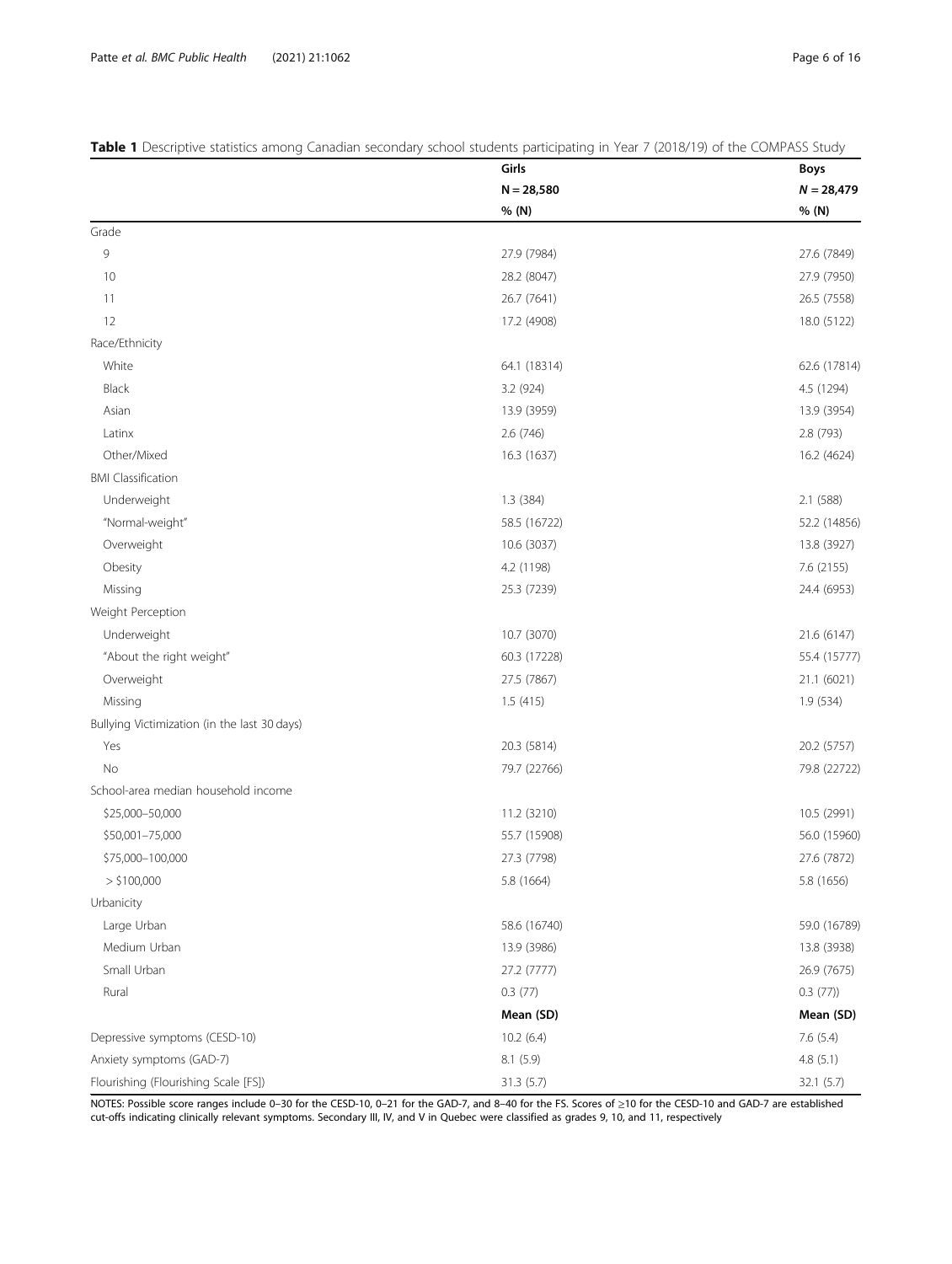**Table 1** Descriptive statistics among Canadian secondary school students participating in Year 7 (2018/19) of the COMPASS Study

| | Girls | Boys |
|---|---|---|
| | N = 28,580 | N = 28,479 |
| | % (N) | % (N) |
| Grade | | |
| 9 | 27.9 (7984) | 27.6 (7849) |
| 10 | 28.2 (8047) | 27.9 (7950) |
| 11 | 26.7 (7641) | 26.5 (7558) |
| 12 | 17.2 (4908) | 18.0 (5122) |
| Race/Ethnicity | | |
| White | 64.1 (18314) | 62.6 (17814) |
| Black | 3.2 (924) | 4.5 (1294) |
| Asian | 13.9 (3959) | 13.9 (3954) |
| Latinx | 2.6 (746) | 2.8 (793) |
| Other/Mixed | 16.3 (1637) | 16.2 (4624) |
| BMI Classification | | |
| Underweight | 1.3 (384) | 2.1 (588) |
| "Normal-weight" | 58.5 (16722) | 52.2 (14856) |
| Overweight | 10.6 (3037) | 13.8 (3927) |
| Obesity | 4.2 (1198) | 7.6 (2155) |
| Missing | 25.3 (7239) | 24.4 (6953) |
| Weight Perception | | |
| Underweight | 10.7 (3070) | 21.6 (6147) |
| "About the right weight" | 60.3 (17228) | 55.4 (15777) |
| Overweight | 27.5 (7867) | 21.1 (6021) |
| Missing | 1.5 (415) | 1.9 (534) |
| Bullying Victimization (in the last 30 days) | | |
| Yes | 20.3 (5814) | 20.2 (5757) |
| No | 79.7 (22766) | 79.8 (22722) |
| School-area median household income | | |
| \$25,000–50,000 | 11.2 (3210) | 10.5 (2991) |
| \$50,001–75,000 | 55.7 (15908) | 56.0 (15960) |
| \$75,000–100,000 | 27.3 (7798) | 27.6 (7872) |
| > \$100,000 | 5.8 (1664) | 5.8 (1656) |
| Urbanicity | | |
| Large Urban | 58.6 (16740) | 59.0 (16789) |
| Medium Urban | 13.9 (3986) | 13.8 (3938) |
| Small Urban | 27.2 (7777) | 26.9 (7675) |
| Rural | 0.3 (77) | 0.3 (77)) |
| | **Mean (SD)** | **Mean (SD)** |
| Depressive symptoms (CESD-10) | 10.2 (6.4) | 7.6 (5.4) |
| Anxiety symptoms (GAD-7) | 8.1 (5.9) | 4.8 (5.1) |
| Flourishing (Flourishing Scale [FS]) | 31.3 (5.7) | 32.1 (5.7) |

NOTES: Possible score ranges include 0–30 for the CESD-10, 0–21 for the GAD-7, and 8–40 for the FS. Scores of ≥10 for the CESD-10 and GAD-7 are established cut-offs indicating clinically relevant symptoms. Secondary III, IV, and V in Quebec were classified as grades 9, 10, and 11, respectively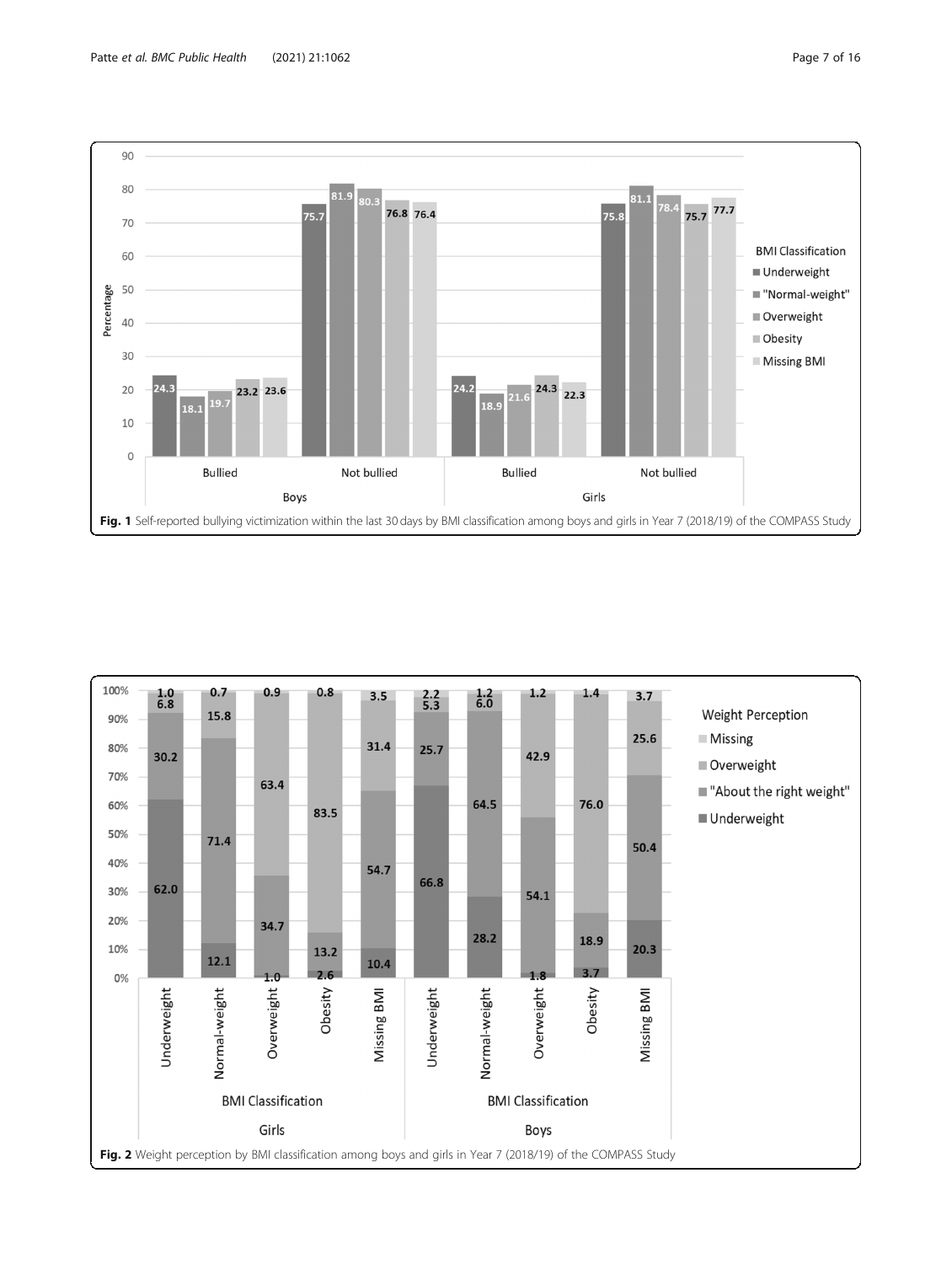Fig. 1 Self-reported bullying victimization within the last 30 days by BMI classification among boys and girls in Year 7 (2018/19) of the COMPASS Study

Fig. 2 Weight perception by BMI classification among boys and girls in Year 7 (2018/19) of the COMPASS Study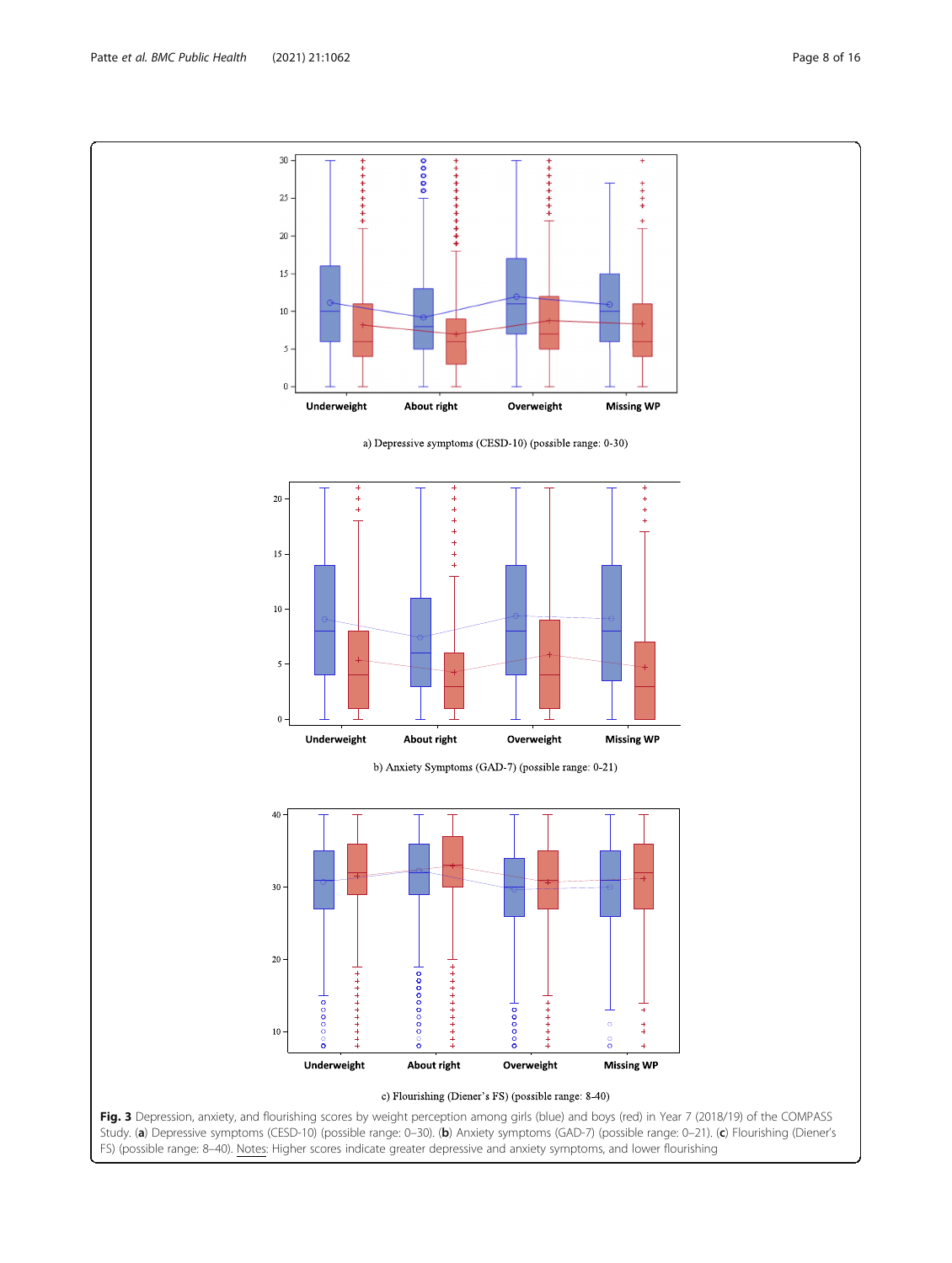a) Depressive symptoms (CESD-10) (possible range: 0-30)

b) Anxiety Symptoms (GAD-7) (possible range: 0-21)

c) Flourishing (Diener's FS) (possible range: 8-40)

**Fig. 3** Depression, anxiety, and flourishing scores by weight perception among girls (blue) and boys (red) in Year 7 (2018/19) of the COMPASS Study. (**a**) Depressive symptoms (CESD-10) (possible range: 0–30). (**b**) Anxiety symptoms (GAD-7) (possible range: 0–21). (**c**) Flourishing (Diener's FS) (possible range: 8–40). Notes: Higher scores indicate greater depressive and anxiety symptoms, and lower flourishing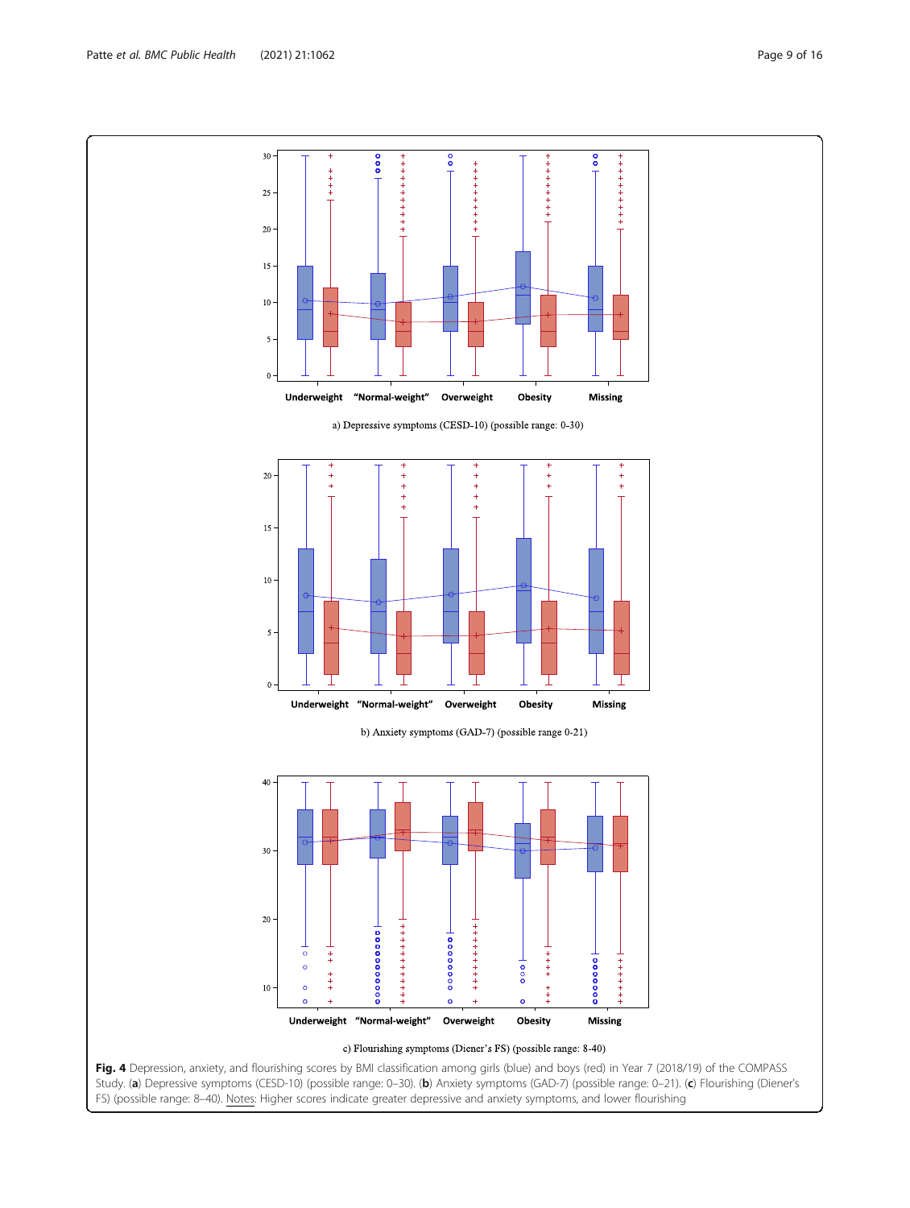a) Depressive symptoms (CESD-10) (possible range: 0-30)

b) Anxiety symptoms (GAD-7) (possible range 0-21)

c) Flourishing symptoms (Diener's FS) (possible range: 8-40)

**Fig. 4** Depression, anxiety, and flourishing scores by BMI classification among girls (blue) and boys (red) in Year 7 (2018/19) of the COMPASS Study. (**a**) Depressive symptoms (CESD-10) (possible range: 0–30). (**b**) Anxiety symptoms (GAD-7) (possible range: 0–21). (**c**) Flourishing (Diener's FS) (possible range: 8–40). Notes: Higher scores indicate greater depressive and anxiety symptoms, and lower flourishing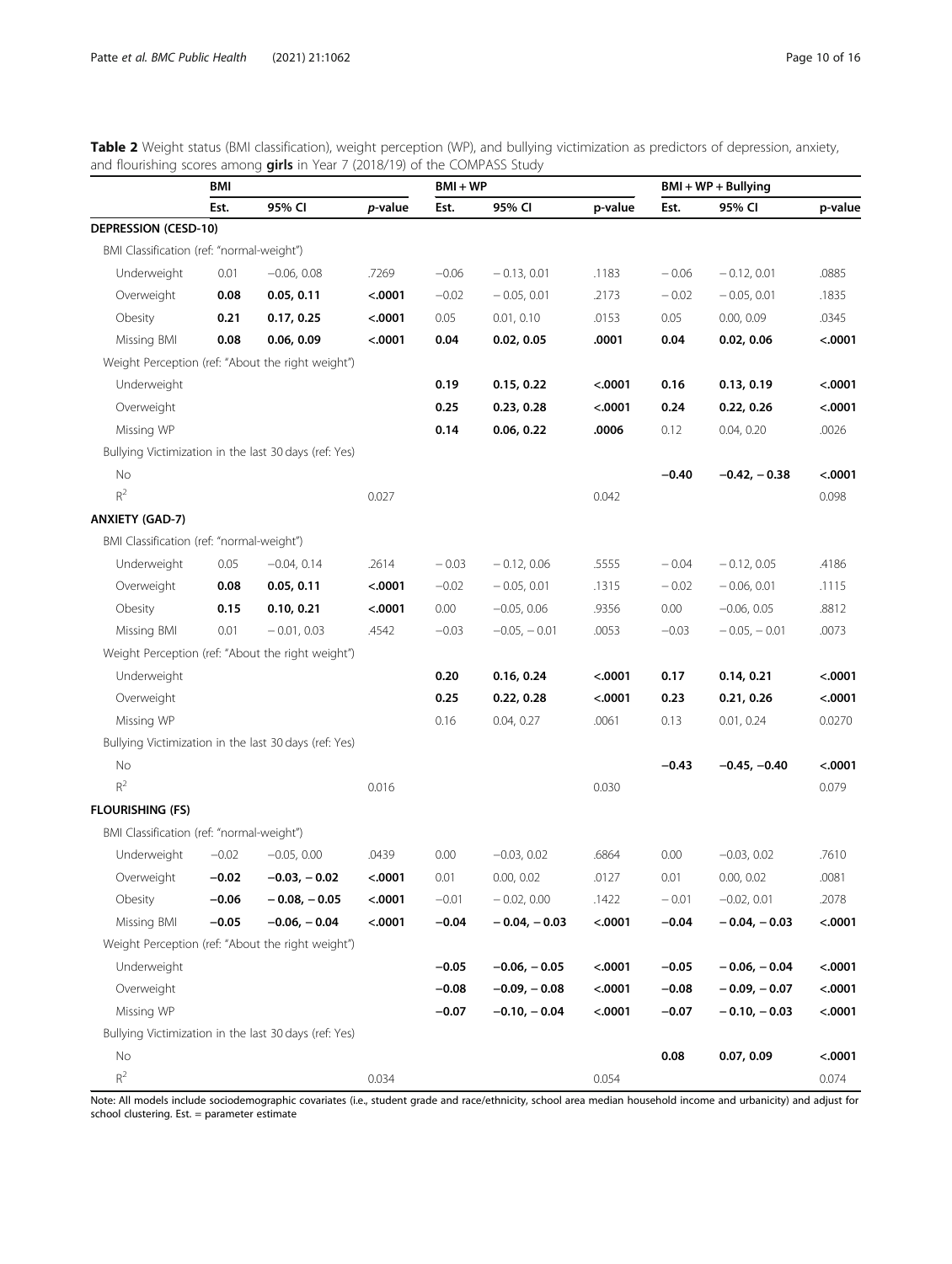**Table 2** Weight status (BMI classification), weight perception (WP), and bullying victimization as predictors of depression, anxiety, and flourishing scores among **girls** in Year 7 (2018/19) of the COMPASS Study

| | BMI | | | BMI + WP | | | BMI + WP + Bullying | | |
|---|---|---|---|---|---|---|---|---|---|
| | Est. | 95% CI | *p*-value | Est. | 95% CI | p-value | Est. | 95% CI | p-value |
| **DEPRESSION (CESD-10)** | | | | | | | | | |
| BMI Classification (ref: "normal-weight") | | | | | | | | | |
| Underweight | 0.01 | −0.06, 0.08 | .7269 | −0.06 | − 0.13, 0.01 | .1183 | − 0.06 | − 0.12, 0.01 | .0885 |
| Overweight | **0.08** | **0.05, 0.11** | **<.0001** | −0.02 | − 0.05, 0.01 | .2173 | − 0.02 | − 0.05, 0.01 | .1835 |
| Obesity | **0.21** | **0.17, 0.25** | **<.0001** | 0.05 | 0.01, 0.10 | .0153 | 0.05 | 0.00, 0.09 | .0345 |
| Missing BMI | **0.08** | **0.06, 0.09** | **<.0001** | **0.04** | **0.02, 0.05** | **.0001** | **0.04** | **0.02, 0.06** | **<.0001** |
| Weight Perception (ref: "About the right weight") | | | | | | | | | |
| Underweight | | | | **0.19** | **0.15, 0.22** | **<.0001** | **0.16** | **0.13, 0.19** | **<.0001** |
| Overweight | | | | **0.25** | **0.23, 0.28** | **<.0001** | **0.24** | **0.22, 0.26** | **<.0001** |
| Missing WP | | | | **0.14** | **0.06, 0.22** | **.0006** | 0.12 | 0.04, 0.20 | .0026 |
| Bullying Victimization in the last 30 days (ref: Yes) | | | | | | | | | |
| No | | | | | | | **−0.40** | **−0.42, − 0.38** | **<.0001** |
| $R^2$ | | | 0.027 | | | 0.042 | | | 0.098 |
| **ANXIETY (GAD-7)** | | | | | | | | | |
| BMI Classification (ref: "normal-weight") | | | | | | | | | |
| Underweight | 0.05 | −0.04, 0.14 | .2614 | − 0.03 | − 0.12, 0.06 | .5555 | − 0.04 | − 0.12, 0.05 | .4186 |
| Overweight | **0.08** | **0.05, 0.11** | **<.0001** | −0.02 | − 0.05, 0.01 | .1315 | − 0.02 | − 0.06, 0.01 | .1115 |
| Obesity | **0.15** | **0.10, 0.21** | **<.0001** | 0.00 | −0.05, 0.06 | .9356 | 0.00 | −0.06, 0.05 | .8812 |
| Missing BMI | 0.01 | − 0.01, 0.03 | .4542 | −0.03 | −0.05, − 0.01 | .0053 | −0.03 | − 0.05, − 0.01 | .0073 |
| Weight Perception (ref: "About the right weight") | | | | | | | | | |
| Underweight | | | | **0.20** | **0.16, 0.24** | **<.0001** | **0.17** | **0.14, 0.21** | **<.0001** |
| Overweight | | | | **0.25** | **0.22, 0.28** | **<.0001** | **0.23** | **0.21, 0.26** | **<.0001** |
| Missing WP | | | | 0.16 | 0.04, 0.27 | .0061 | 0.13 | 0.01, 0.24 | 0.0270 |
| Bullying Victimization in the last 30 days (ref: Yes) | | | | | | | | | |
| No | | | | | | | **−0.43** | **−0.45, −0.40** | **<.0001** |
| $R^2$ | | | 0.016 | | | 0.030 | | | 0.079 |
| **FLOURISHING (FS)** | | | | | | | | | |
| BMI Classification (ref: "normal-weight") | | | | | | | | | |
| Underweight | −0.02 | −0.05, 0.00 | .0439 | 0.00 | −0.03, 0.02 | .6864 | 0.00 | −0.03, 0.02 | .7610 |
| Overweight | **−0.02** | **−0.03, − 0.02** | **<.0001** | 0.01 | 0.00, 0.02 | .0127 | 0.01 | 0.00, 0.02 | .0081 |
| Obesity | **−0.06** | **− 0.08, − 0.05** | **<.0001** | −0.01 | − 0.02, 0.00 | .1422 | − 0.01 | −0.02, 0.01 | .2078 |
| Missing BMI | **−0.05** | **−0.06, − 0.04** | **<.0001** | **−0.04** | **− 0.04, − 0.03** | **<.0001** | **−0.04** | **− 0.04, − 0.03** | **<.0001** |
| Weight Perception (ref: "About the right weight") | | | | | | | | | |
| Underweight | | | | **−0.05** | **−0.06, − 0.05** | **<.0001** | **−0.05** | **− 0.06, − 0.04** | **<.0001** |
| Overweight | | | | **−0.08** | **−0.09, − 0.08** | **<.0001** | **−0.08** | **− 0.09, − 0.07** | **<.0001** |
| Missing WP | | | | **−0.07** | **−0.10, − 0.04** | **<.0001** | **−0.07** | **− 0.10, − 0.03** | **<.0001** |
| Bullying Victimization in the last 30 days (ref: Yes) | | | | | | | | | |
| No | | | | | | | **0.08** | **0.07, 0.09** | **<.0001** |
| $R^2$ | | | 0.034 | | | 0.054 | | | 0.074 |

Note: All models include sociodemographic covariates (i.e., student grade and race/ethnicity, school area median household income and urbanicity) and adjust for school clustering. Est. = parameter estimate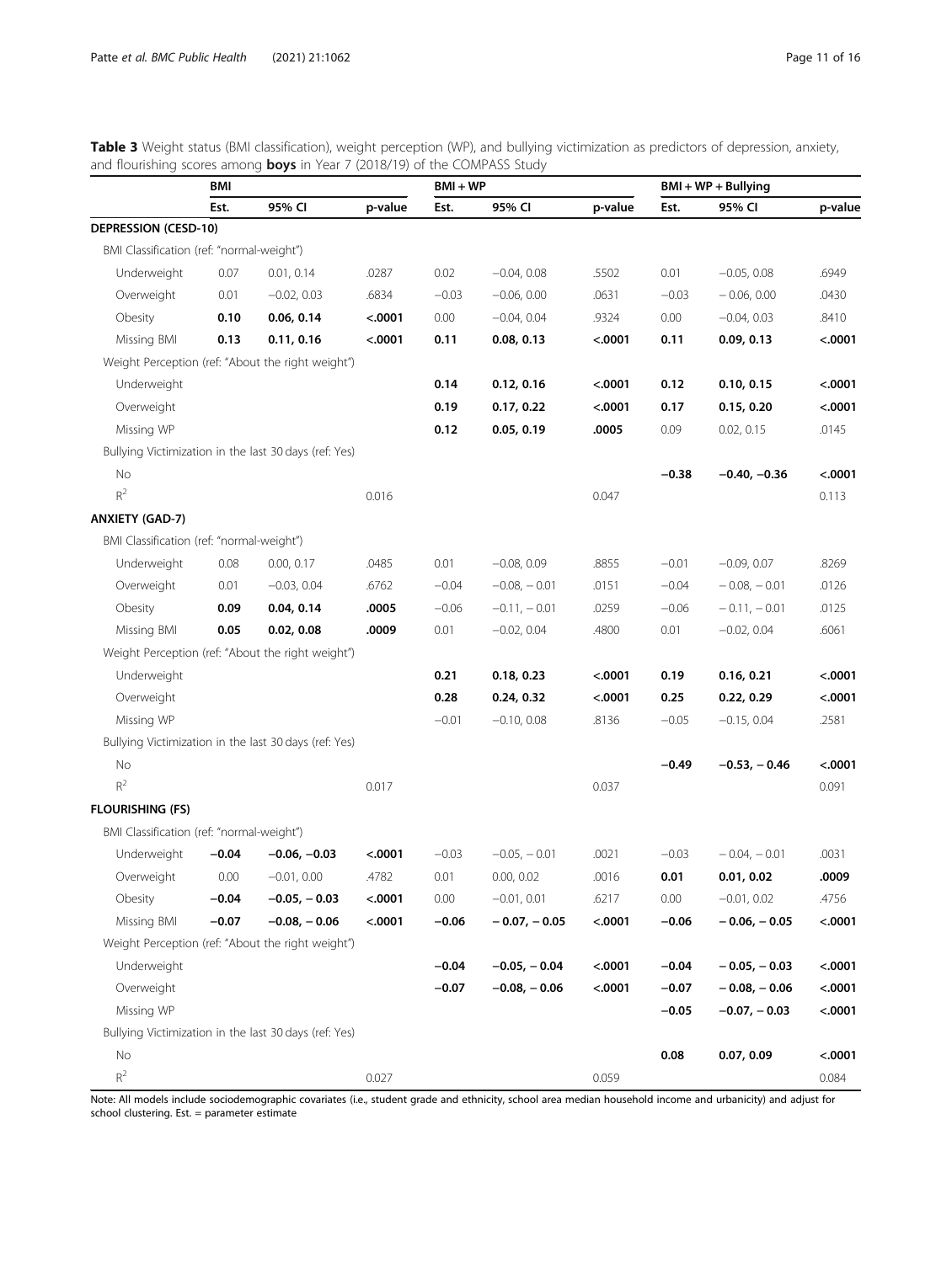**Table 3** Weight status (BMI classification), weight perception (WP), and bullying victimization as predictors of depression, anxiety, and flourishing scores among **boys** in Year 7 (2018/19) of the COMPASS Study

| | BMI | | | BMI + WP | | | BMI + WP + Bullying | | |
|---|---|---|---|---|---|---|---|---|---|
| | Est. | 95% CI | p-value | Est. | 95% CI | p-value | Est. | 95% CI | p-value |
| **DEPRESSION (CESD-10)** | | | | | | | | | |
| BMI Classification (ref: "normal-weight") | | | | | | | | | |
| Underweight | 0.07 | 0.01, 0.14 | .0287 | 0.02 | −0.04, 0.08 | .5502 | 0.01 | −0.05, 0.08 | .6949 |
| Overweight | 0.01 | −0.02, 0.03 | .6834 | −0.03 | −0.06, 0.00 | .0631 | −0.03 | − 0.06, 0.00 | .0430 |
| Obesity | **0.10** | **0.06, 0.14** | **<.0001** | 0.00 | −0.04, 0.04 | .9324 | 0.00 | −0.04, 0.03 | .8410 |
| Missing BMI | **0.13** | **0.11, 0.16** | **<.0001** | **0.11** | **0.08, 0.13** | **<.0001** | **0.11** | **0.09, 0.13** | **<.0001** |
| Weight Perception (ref: "About the right weight") | | | | | | | | | |
| Underweight | | | | **0.14** | **0.12, 0.16** | **<.0001** | **0.12** | **0.10, 0.15** | **<.0001** |
| Overweight | | | | **0.19** | **0.17, 0.22** | **<.0001** | **0.17** | **0.15, 0.20** | **<.0001** |
| Missing WP | | | | **0.12** | **0.05, 0.19** | **.0005** | 0.09 | 0.02, 0.15 | .0145 |
| Bullying Victimization in the last 30 days (ref: Yes) | | | | | | | | | |
| No | | | | | | | **−0.38** | **−0.40, −0.36** | **<.0001** |
| $R^2$ | | | 0.016 | | | 0.047 | | | 0.113 |
| **ANXIETY (GAD-7)** | | | | | | | | | |
| BMI Classification (ref: "normal-weight") | | | | | | | | | |
| Underweight | 0.08 | 0.00, 0.17 | .0485 | 0.01 | −0.08, 0.09 | .8855 | −0.01 | −0.09, 0.07 | .8269 |
| Overweight | 0.01 | −0.03, 0.04 | .6762 | −0.04 | −0.08, − 0.01 | .0151 | −0.04 | − 0.08, − 0.01 | .0126 |
| Obesity | **0.09** | **0.04, 0.14** | **.0005** | −0.06 | −0.11, − 0.01 | .0259 | −0.06 | − 0.11, − 0.01 | .0125 |
| Missing BMI | **0.05** | **0.02, 0.08** | **.0009** | 0.01 | −0.02, 0.04 | .4800 | 0.01 | −0.02, 0.04 | .6061 |
| Weight Perception (ref: "About the right weight") | | | | | | | | | |
| Underweight | | | | **0.21** | **0.18, 0.23** | **<.0001** | **0.19** | **0.16, 0.21** | **<.0001** |
| Overweight | | | | **0.28** | **0.24, 0.32** | **<.0001** | **0.25** | **0.22, 0.29** | **<.0001** |
| Missing WP | | | | −0.01 | −0.10, 0.08 | .8136 | −0.05 | −0.15, 0.04 | .2581 |
| Bullying Victimization in the last 30 days (ref: Yes) | | | | | | | | | |
| No | | | | | | | **−0.49** | **−0.53, − 0.46** | **<.0001** |
| $R^2$ | | | 0.017 | | | 0.037 | | | 0.091 |
| **FLOURISHING (FS)** | | | | | | | | | |
| BMI Classification (ref: "normal-weight") | | | | | | | | | |
| Underweight | **−0.04** | **−0.06, −0.03** | **<.0001** | −0.03 | −0.05, − 0.01 | .0021 | −0.03 | − 0.04, − 0.01 | .0031 |
| Overweight | 0.00 | −0.01, 0.00 | .4782 | 0.01 | 0.00, 0.02 | .0016 | **0.01** | **0.01, 0.02** | **.0009** |
| Obesity | **−0.04** | **−0.05, − 0.03** | **<.0001** | 0.00 | −0.01, 0.01 | .6217 | 0.00 | −0.01, 0.02 | .4756 |
| Missing BMI | **−0.07** | **−0.08, − 0.06** | **<.0001** | **−0.06** | **− 0.07, − 0.05** | **<.0001** | **−0.06** | **− 0.06, − 0.05** | **<.0001** |
| Weight Perception (ref: "About the right weight") | | | | | | | | | |
| Underweight | | | | **−0.04** | **−0.05, − 0.04** | **<.0001** | **−0.04** | **− 0.05, − 0.03** | **<.0001** |
| Overweight | | | | **−0.07** | **−0.08, − 0.06** | **<.0001** | **−0.07** | **− 0.08, − 0.06** | **<.0001** |
| Missing WP | | | | | | | **−0.05** | **−0.07, − 0.03** | **<.0001** |
| Bullying Victimization in the last 30 days (ref: Yes) | | | | | | | | | |
| No | | | | | | | **0.08** | **0.07, 0.09** | **<.0001** |
| $R^2$ | | | 0.027 | | | 0.059 | | | 0.084 |

Note: All models include sociodemographic covariates (i.e., student grade and ethnicity, school area median household income and urbanicity) and adjust for school clustering. Est. = parameter estimate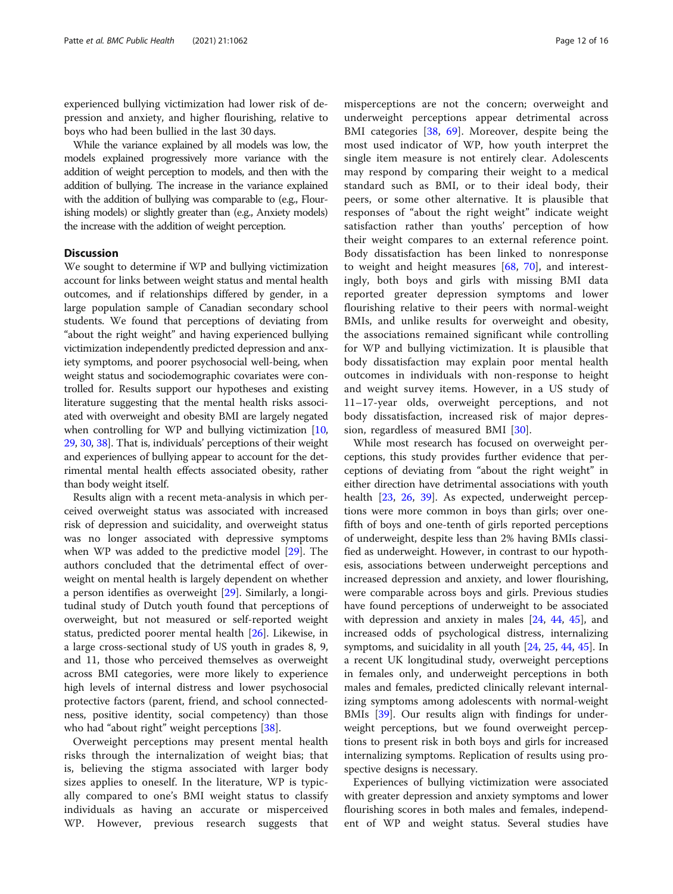experienced bullying victimization had lower risk of depression and anxiety, and higher flourishing, relative to boys who had been bullied in the last 30 days.

While the variance explained by all models was low, the models explained progressively more variance with the addition of weight perception to models, and then with the addition of bullying. The increase in the variance explained with the addition of bullying was comparable to (e.g., Flourishing models) or slightly greater than (e.g., Anxiety models) the increase with the addition of weight perception.

## Discussion

We sought to determine if WP and bullying victimization account for links between weight status and mental health outcomes, and if relationships differed by gender, in a large population sample of Canadian secondary school students. We found that perceptions of deviating from "about the right weight" and having experienced bullying victimization independently predicted depression and anxiety symptoms, and poorer psychosocial well-being, when weight status and sociodemographic covariates were controlled for. Results support our hypotheses and existing literature suggesting that the mental health risks associated with overweight and obesity BMI are largely negated when controlling for WP and bullying victimization [10, 29, 30, 38]. That is, individuals' perceptions of their weight and experiences of bullying appear to account for the detrimental mental health effects associated obesity, rather than body weight itself.

Results align with a recent meta-analysis in which perceived overweight status was associated with increased risk of depression and suicidality, and overweight status was no longer associated with depressive symptoms when WP was added to the predictive model [29]. The authors concluded that the detrimental effect of overweight on mental health is largely dependent on whether a person identifies as overweight [29]. Similarly, a longitudinal study of Dutch youth found that perceptions of overweight, but not measured or self-reported weight status, predicted poorer mental health [26]. Likewise, in a large cross-sectional study of US youth in grades 8, 9, and 11, those who perceived themselves as overweight across BMI categories, were more likely to experience high levels of internal distress and lower psychosocial protective factors (parent, friend, and school connectedness, positive identity, social competency) than those who had "about right" weight perceptions [38].

Overweight perceptions may present mental health risks through the internalization of weight bias; that is, believing the stigma associated with larger body sizes applies to oneself. In the literature, WP is typically compared to one's BMI weight status to classify individuals as having an accurate or misperceived WP. However, previous research suggests that misperceptions are not the concern; overweight and underweight perceptions appear detrimental across BMI categories [38, 69]. Moreover, despite being the most used indicator of WP, how youth interpret the single item measure is not entirely clear. Adolescents may respond by comparing their weight to a medical standard such as BMI, or to their ideal body, their peers, or some other alternative. It is plausible that responses of "about the right weight" indicate weight satisfaction rather than youths' perception of how their weight compares to an external reference point. Body dissatisfaction has been linked to nonresponse to weight and height measures [68, 70], and interestingly, both boys and girls with missing BMI data reported greater depression symptoms and lower flourishing relative to their peers with normal-weight BMIs, and unlike results for overweight and obesity, the associations remained significant while controlling for WP and bullying victimization. It is plausible that body dissatisfaction may explain poor mental health outcomes in individuals with non-response to height and weight survey items. However, in a US study of 11–17-year olds, overweight perceptions, and not body dissatisfaction, increased risk of major depression, regardless of measured BMI [30].

While most research has focused on overweight perceptions, this study provides further evidence that perceptions of deviating from "about the right weight" in either direction have detrimental associations with youth health [23, 26, 39]. As expected, underweight perceptions were more common in boys than girls; over one-fifth of boys and one-tenth of girls reported perceptions of underweight, despite less than 2% having BMIs classified as underweight. However, in contrast to our hypothesis, associations between underweight perceptions and increased depression and anxiety, and lower flourishing, were comparable across boys and girls. Previous studies have found perceptions of underweight to be associated with depression and anxiety in males [24, 44, 45], and increased odds of psychological distress, internalizing symptoms, and suicidality in all youth [24, 25, 44, 45]. In a recent UK longitudinal study, overweight perceptions in females only, and underweight perceptions in both males and females, predicted clinically relevant internalizing symptoms among adolescents with normal-weight BMIs [39]. Our results align with findings for underweight perceptions, but we found overweight perceptions to present risk in both boys and girls for increased internalizing symptoms. Replication of results using prospective designs is necessary.

Experiences of bullying victimization were associated with greater depression and anxiety symptoms and lower flourishing scores in both males and females, independent of WP and weight status. Several studies have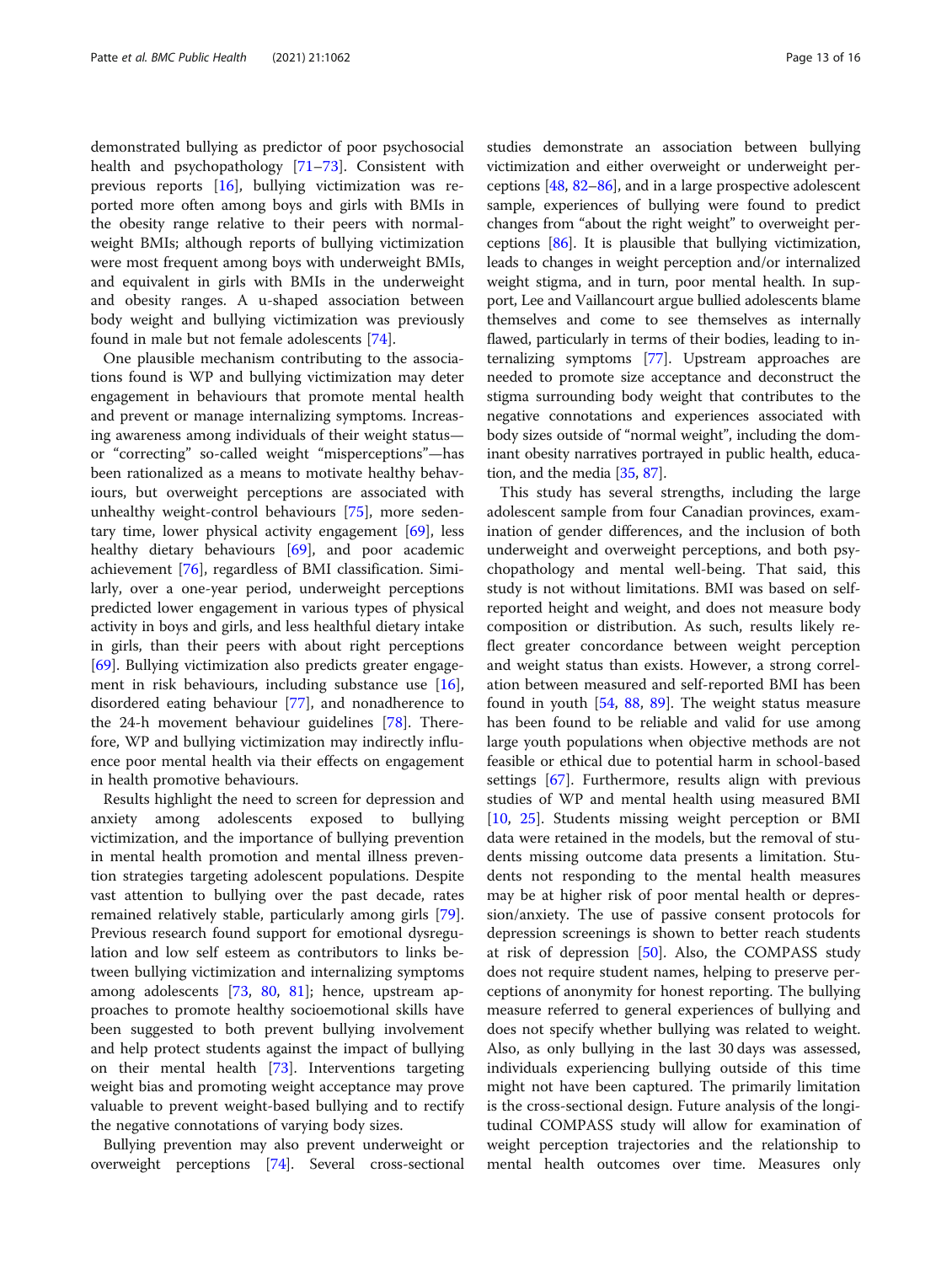demonstrated bullying as predictor of poor psychosocial health and psychopathology [71–73]. Consistent with previous reports [16], bullying victimization was reported more often among boys and girls with BMIs in the obesity range relative to their peers with normal-weight BMIs; although reports of bullying victimization were most frequent among boys with underweight BMIs, and equivalent in girls with BMIs in the underweight and obesity ranges. A u-shaped association between body weight and bullying victimization was previously found in male but not female adolescents [74].

One plausible mechanism contributing to the associations found is WP and bullying victimization may deter engagement in behaviours that promote mental health and prevent or manage internalizing symptoms. Increasing awareness among individuals of their weight status—or "correcting" so-called weight "misperceptions"—has been rationalized as a means to motivate healthy behaviours, but overweight perceptions are associated with unhealthy weight-control behaviours [75], more sedentary time, lower physical activity engagement [69], less healthy dietary behaviours [69], and poor academic achievement [76], regardless of BMI classification. Similarly, over a one-year period, underweight perceptions predicted lower engagement in various types of physical activity in boys and girls, and less healthful dietary intake in girls, than their peers with about right perceptions [69]. Bullying victimization also predicts greater engagement in risk behaviours, including substance use [16], disordered eating behaviour [77], and nonadherence to the 24-h movement behaviour guidelines [78]. Therefore, WP and bullying victimization may indirectly influence poor mental health via their effects on engagement in health promotive behaviours.

Results highlight the need to screen for depression and anxiety among adolescents exposed to bullying victimization, and the importance of bullying prevention in mental health promotion and mental illness prevention strategies targeting adolescent populations. Despite vast attention to bullying over the past decade, rates remained relatively stable, particularly among girls [79]. Previous research found support for emotional dysregulation and low self esteem as contributors to links between bullying victimization and internalizing symptoms among adolescents [73, 80, 81]; hence, upstream approaches to promote healthy socioemotional skills have been suggested to both prevent bullying involvement and help protect students against the impact of bullying on their mental health [73]. Interventions targeting weight bias and promoting weight acceptance may prove valuable to prevent weight-based bullying and to rectify the negative connotations of varying body sizes.

Bullying prevention may also prevent underweight or overweight perceptions [74]. Several cross-sectional studies demonstrate an association between bullying victimization and either overweight or underweight perceptions [48, 82–86], and in a large prospective adolescent sample, experiences of bullying were found to predict changes from "about the right weight" to overweight perceptions [86]. It is plausible that bullying victimization, leads to changes in weight perception and/or internalized weight stigma, and in turn, poor mental health. In support, Lee and Vaillancourt argue bullied adolescents blame themselves and come to see themselves as internally flawed, particularly in terms of their bodies, leading to internalizing symptoms [77]. Upstream approaches are needed to promote size acceptance and deconstruct the stigma surrounding body weight that contributes to the negative connotations and experiences associated with body sizes outside of "normal weight", including the dominant obesity narratives portrayed in public health, education, and the media [35, 87].

This study has several strengths, including the large adolescent sample from four Canadian provinces, examination of gender differences, and the inclusion of both underweight and overweight perceptions, and both psychopathology and mental well-being. That said, this study is not without limitations. BMI was based on self-reported height and weight, and does not measure body composition or distribution. As such, results likely reflect greater concordance between weight perception and weight status than exists. However, a strong correlation between measured and self-reported BMI has been found in youth [54, 88, 89]. The weight status measure has been found to be reliable and valid for use among large youth populations when objective methods are not feasible or ethical due to potential harm in school-based settings [67]. Furthermore, results align with previous studies of WP and mental health using measured BMI [10, 25]. Students missing weight perception or BMI data were retained in the models, but the removal of students missing outcome data presents a limitation. Students not responding to the mental health measures may be at higher risk of poor mental health or depression/anxiety. The use of passive consent protocols for depression screenings is shown to better reach students at risk of depression [50]. Also, the COMPASS study does not require student names, helping to preserve perceptions of anonymity for honest reporting. The bullying measure referred to general experiences of bullying and does not specify whether bullying was related to weight. Also, as only bullying in the last 30 days was assessed, individuals experiencing bullying outside of this time might not have been captured. The primarily limitation is the cross-sectional design. Future analysis of the longitudinal COMPASS study will allow for examination of weight perception trajectories and the relationship to mental health outcomes over time. Measures only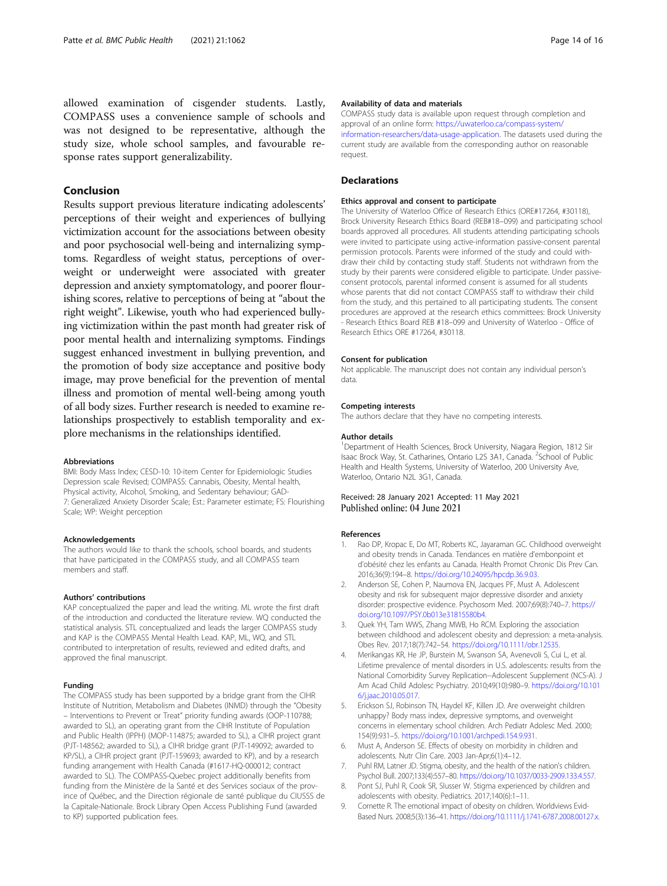allowed examination of cisgender students. Lastly, COMPASS uses a convenience sample of schools and was not designed to be representative, although the study size, whole school samples, and favourable response rates support generalizability.

## Conclusion

Results support previous literature indicating adolescents' perceptions of their weight and experiences of bullying victimization account for the associations between obesity and poor psychosocial well-being and internalizing symptoms. Regardless of weight status, perceptions of overweight or underweight were associated with greater depression and anxiety symptomatology, and poorer flourishing scores, relative to perceptions of being at "about the right weight". Likewise, youth who had experienced bullying victimization within the past month had greater risk of poor mental health and internalizing symptoms. Findings suggest enhanced investment in bullying prevention, and the promotion of body size acceptance and positive body image, may prove beneficial for the prevention of mental illness and promotion of mental well-being among youth of all body sizes. Further research is needed to examine relationships prospectively to establish temporality and explore mechanisms in the relationships identified.

#### Abbreviations

BMI: Body Mass Index; CESD-10: 10-item Center for Epidemiologic Studies Depression scale Revised; COMPASS: Cannabis, Obesity, Mental health, Physical activity, Alcohol, Smoking, and Sedentary behaviour; GAD-7: Generalized Anxiety Disorder Scale; Est.: Parameter estimate; FS: Flourishing Scale; WP: Weight perception

#### Acknowledgements

The authors would like to thank the schools, school boards, and students that have participated in the COMPASS study, and all COMPASS team members and staff.

#### Authors' contributions

KAP conceptualized the paper and lead the writing. ML wrote the first draft of the introduction and conducted the literature review. WQ conducted the statistical analysis. STL conceptualized and leads the larger COMPASS study and KAP is the COMPASS Mental Health Lead. KAP, ML, WQ, and STL contributed to interpretation of results, reviewed and edited drafts, and approved the final manuscript.

#### Funding

The COMPASS study has been supported by a bridge grant from the CIHR Institute of Nutrition, Metabolism and Diabetes (INMD) through the "Obesity – Interventions to Prevent or Treat" priority funding awards (OOP-110788; awarded to SL), an operating grant from the CIHR Institute of Population and Public Health (IPPH) (MOP-114875; awarded to SL), a CIHR project grant (PJT-148562; awarded to SL), a CIHR bridge grant (PJT-149092; awarded to KP/SL), a CIHR project grant (PJT-159693; awarded to KP), and by a research funding arrangement with Health Canada (#1617-HQ-000012; contract awarded to SL). The COMPASS-Quebec project additionally benefits from funding from the Ministère de la Santé et des Services sociaux of the province of Québec, and the Direction régionale de santé publique du CIUSSS de la Capitale-Nationale. Brock Library Open Access Publishing Fund (awarded to KP) supported publication fees.

#### Availability of data and materials

COMPASS study data is available upon request through completion and approval of an online form: https://uwaterloo.ca/compass-system/information-researchers/data-usage-application. The datasets used during the current study are available from the corresponding author on reasonable request.

## Declarations

#### Ethics approval and consent to participate

The University of Waterloo Office of Research Ethics (ORE#17264, #30118), Brock University Research Ethics Board (REB#18–099) and participating school boards approved all procedures. All students attending participating schools were invited to participate using active-information passive-consent parental permission protocols. Parents were informed of the study and could withdraw their child by contacting study staff. Students not withdrawn from the study by their parents were considered eligible to participate. Under passive-consent protocols, parental informed consent is assumed for all students whose parents that did not contact COMPASS staff to withdraw their child from the study, and this pertained to all participating students. The consent procedures are approved at the research ethics committees: Brock University - Research Ethics Board REB #18–099 and University of Waterloo - Office of Research Ethics ORE #17264, #30118.

#### Consent for publication

Not applicable. The manuscript does not contain any individual person's data.

#### Competing interests

The authors declare that they have no competing interests.

#### Author details

[1]Department of Health Sciences, Brock University, Niagara Region, 1812 Sir Isaac Brock Way, St. Catharines, Ontario L2S 3A1, Canada. [2]School of Public Health and Health Systems, University of Waterloo, 200 University Ave, Waterloo, Ontario N2L 3G1, Canada.

Received: 28 January 2021 Accepted: 11 May 2021
Published online: 04 June 2021

#### References

1. Rao DP, Kropac E, Do MT, Roberts KC, Jayaraman GC. Childhood overweight and obesity trends in Canada. Tendances en matière d'embonpoint et d'obésité chez les enfants au Canada. Health Promot Chronic Dis Prev Can. 2016;36(9):194–8. https://doi.org/10.24095/hpcdp.36.9.03.
2. Anderson SE, Cohen P, Naumova EN, Jacques PF, Must A. Adolescent obesity and risk for subsequent major depressive disorder and anxiety disorder: prospective evidence. Psychosom Med. 2007;69(8):740–7. https://doi.org/10.1097/PSY.0b013e31815580b4.
3. Quek YH, Tam WWS, Zhang MWB, Ho RCM. Exploring the association between childhood and adolescent obesity and depression: a meta-analysis. Obes Rev. 2017;18(7):742–54. https://doi.org/10.1111/obr.12535.
4. Merikangas KR, He JP, Burstein M, Swanson SA, Avenevoli S, Cui L, et al. Lifetime prevalence of mental disorders in U.S. adolescents: results from the National Comorbidity Survey Replication--Adolescent Supplement (NCS-A). J Am Acad Child Adolesc Psychiatry. 2010;49(10):980–9. https://doi.org/10.1016/j.jaac.2010.05.017.
5. Erickson SJ, Robinson TN, Haydel KF, Killen JD. Are overweight children unhappy? Body mass index, depressive symptoms, and overweight concerns in elementary school children. Arch Pediatr Adolesc Med. 2000;154(9):931–5. https://doi.org/10.1001/archpedi.154.9.931.
6. Must A, Anderson SE. Effects of obesity on morbidity in children and adolescents. Nutr Clin Care. 2003 Jan-Apr;6(1):4–12.
7. Puhl RM, Latner JD. Stigma, obesity, and the health of the nation's children. Psychol Bull. 2007;133(4):557–80. https://doi.org/10.1037/0033-2909.133.4.557.
8. Pont SJ, Puhl R, Cook SR, Slusser W. Stigma experienced by children and adolescents with obesity. Pediatrics. 2017;140(6):1–11.
9. Cornette R. The emotional impact of obesity on children. Worldviews Evid-Based Nurs. 2008;5(3):136–41. https://doi.org/10.1111/j.1741-6787.2008.00127.x.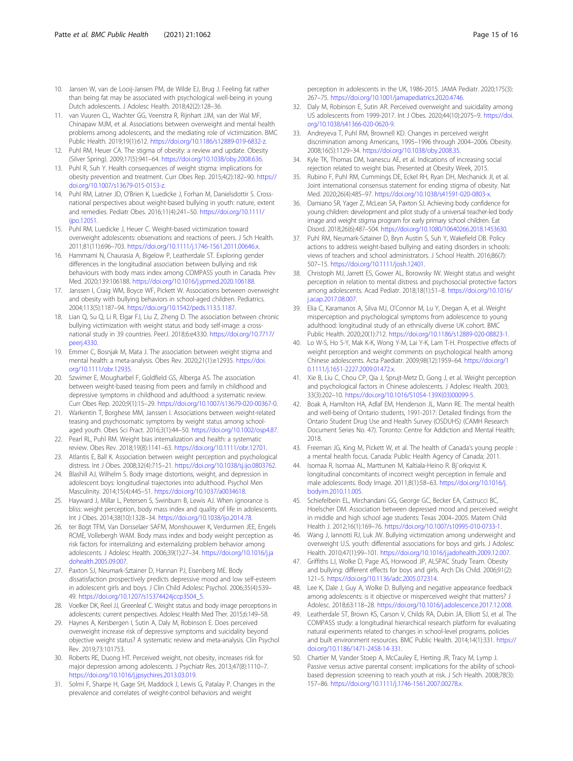10. Jansen W, van de Looij-Jansen PM, de Wilde EJ, Brug J. Feeling fat rather than being fat may be associated with psychological well-being in young Dutch adolescents. J Adolesc Health. 2018;42(2):128–36.
11. van Vuuren CL, Wachter GG, Veenstra R, Rijnhart JJM, van der Wal MF, Chinapaw MJM, et al. Associations between overweight and mental health problems among adolescents, and the mediating role of victimization. BMC Public Health. 2019;19(1):612. https://doi.org/10.1186/s12889-019-6832-z.
12. Puhl RM, Heuer CA. The stigma of obesity: a review and update. Obesity (Silver Spring). 2009;17(5):941–64. https://doi.org/10.1038/oby.2008.636.
13. Puhl R, Suh Y. Health consequences of weight stigma: implications for obesity prevention and treatment. Curr Obes Rep. 2015;4(2):182–90. https://doi.org/10.1007/s13679-015-0153-z.
14. Puhl RM, Latner JD, O'Brien K, Luedicke J, Forhan M, Danielsdottir S. Cross-national perspectives about weight-based bullying in youth: nature, extent and remedies. Pediatr Obes. 2016;11(4):241–50. https://doi.org/10.1111/ijpo.12051.
15. Puhl RM, Luedicke J, Heuer C. Weight-based victimization toward overweight adolescents: observations and reactions of peers. J Sch Health. 2011;81(11):696–703. https://doi.org/10.1111/j.1746-1561.2011.00646.x.
16. Hammami N, Chaurasia A, Bigelow P, Leatherdale ST. Exploring gender differences in the longitudinal association between bullying and risk behaviours with body mass index among COMPASS youth in Canada. Prev Med. 2020;139:106188. https://doi.org/10.1016/j.ypmed.2020.106188.
17. Janssen I, Craig WM, Boyce WF, Pickett W. Associations between overweight and obesity with bullying behaviors in school-aged children. Pediatrics. 2004;113(5):1187–94. https://doi.org/10.1542/peds.113.5.1187.
18. Lian Q, Su Q, Li R, Elgar FJ, Liu Z, Zheng D. The association between chronic bullying victimization with weight status and body self-image: a cross-national study in 39 countries. PeerJ. 2018;6:e4330. https://doi.org/10.7717/peerj.4330.
19. Emmer C, Bosnjak M, Mata J. The association between weight stigma and mental health: a meta-analysis. Obes Rev. 2020;21(1):e12935. https://doi.org/10.1111/obr.12935.
20. Szwimer E, Mougharbel F, Goldfield GS, Alberga AS. The association between weight-based teasing from peers and family in childhood and depressive symptoms in childhood and adulthood: a systematic review. Curr Obes Rep. 2020;9(1):15–29. https://doi.org/10.1007/s13679-020-00367-0.
21. Warkentin T, Borghese MM, Janssen I. Associations between weight-related teasing and psychosomatic symptoms by weight status among school-aged youth. Obes Sci Pract. 2016;3(1):44–50. https://doi.org/10.1002/osp4.87.
22. Pearl RL, Puhl RM. Weight bias internalization and health: a systematic review. Obes Rev. 2018;19(8):1141–63. https://doi.org/10.1111/obr.12701.
23. Atlantis E, Ball K. Association between weight perception and psychological distress. Int J Obes. 2008;32(4):715–21. https://doi.org/10.1038/sj.ijo.0803762.
24. Blashill AJ, Wilhelm S. Body image distortions, weight, and depression in adolescent boys: longitudinal trajectories into adulthood. Psychol Men Masculinity. 2014;15(4):445–51. https://doi.org/10.1037/a0034618.
25. Hayward J, Millar L, Petersen S, Swinburn B, Lewis AJ. When ignorance is bliss: weight perception, body mass index and quality of life in adolescents. Int J Obes. 2014;38(10):1328–34. https://doi.org/10.1038/ijo.2014.78.
26. ter Bogt TFM, Van Dorsselaer SAFM, Monshouwer K, Verdurmen JEE, Engels RCME, Vollebergh WAM. Body mass index and body weight perception as risk factors for internalizing and externalizing problem behavior among adolescents. J Adolesc Health. 2006;39(1):27–34. https://doi.org/10.1016/j.jadohealth.2005.09.007.
27. Paxton SJ, Neumark-Sztainer D, Hannan PJ, Eisenberg ME. Body dissatisfaction prospectively predicts depressive mood and low self-esteem in adolescent girls and boys. J Clin Child Adolesc Psychol. 2006;35(4):539–49. https://doi.org/10.1207/s15374424jccp3504_5.
28. Voelker DK, Reel JJ, Greenleaf C. Weight status and body image perceptions in adolescents: current perspectives. Adolesc Health Med Ther. 2015;6:149–58.
29. Haynes A, Kersbergen I, Sutin A, Daly M, Robinson E. Does perceived overweight increase risk of depressive symptoms and suicidality beyond objective weight status? A systematic review and meta-analysis. Clin Psychol Rev. 2019;73:101753.
30. Roberts RE, Duong HT. Perceived weight, not obesity, increases risk for major depression among adolescents. J Psychiatr Res. 2013;47(8):1110–7. https://doi.org/10.1016/j.jpsychires.2013.03.019.
31. Solmi F, Sharpe H, Gage SH, Maddock J, Lewis G, Patalay P. Changes in the prevalence and correlates of weight-control behaviors and weight perception in adolescents in the UK, 1986-2015. JAMA Pediatr. 2020;175(3):267–75. https://doi.org/10.1001/jamapediatrics.2020.4746.
32. Daly M, Robinson E, Sutin AR. Perceived overweight and suicidality among US adolescents from 1999-2017. Int J Obes. 2020;44(10):2075–9. https://doi.org/10.1038/s41366-020-0620-9.
33. Andreyeva T, Puhl RM, Brownell KD. Changes in perceived weight discrimination among Americans, 1995–1996 through 2004–2006. Obesity. 2008;16(5):1129–34. https://doi.org/10.1038/oby.2008.35.
34. Kyle TK, Thomas DM, Ivanescu AE, et al. Indications of increasing social rejection related to weight bias. Presented at Obesity Week, 2015.
35. Rubino F, Puhl RM, Cummings DE, Eckel RH, Ryan DH, Mechanick JI, et al. Joint international consensus statement for ending stigma of obesity. Nat Med. 2020;26(4):485–97. https://doi.org/10.1038/s41591-020-0803-x.
36. Damiano SR, Yager Z, McLean SA, Paxton SJ. Achieving body confidence for young children: development and pilot study of a universal teacher-led body image and weight stigma program for early primary school children. Eat Disord. 2018;26(6):487–504. https://doi.org/10.1080/10640266.2018.1453630.
37. Puhl RM, Neumark-Sztainer D, Bryn Austin S, Suh Y, Wakefield DB. Policy actions to address weight-based bullying and eating disorders in schools: views of teachers and school administrators. J School Health. 2016;86(7):507–15. https://doi.org/10.1111/josh.12401.
38. Christoph MJ, Jarrett ES, Gower AL, Borowsky IW. Weight status and weight perception in relation to mental distress and psychosocial protective factors among adolescents. Acad Pediatr. 2018;18(1):51–8. https://doi.org/10.1016/j.acap.2017.08.007.
39. Elia C, Karamanos A, Silva MJ, O'Connor M, Lu Y, Dregan A, et al. Weight misperception and psychological symptoms from adolescence to young adulthood: longitudinal study of an ethnically diverse UK cohort. BMC Public Health. 2020;20(1):712. https://doi.org/10.1186/s12889-020-08823-1.
40. Lo W-S, Ho S-Y, Mak K-K, Wong Y-M, Lai Y-K, Lam T-H. Prospective effects of weight perception and weight comments on psychological health among Chinese adolescents. Acta Paediatr. 2009;98(12):1959–64. https://doi.org/10.1111/j.1651-2227.2009.01472.x.
41. Xie B, Liu C, Chou CP, Qia J, Spruijt-Metz D, Gong J, et al. Weight perception and psychological factors in Chinese adolescents. J Adolesc Health. 2003;33(3):202–10. https://doi.org/10.1016/S1054-139X(03)00099-5.
42. Boak A, Hamilton HA, Adlaf EM, Henderson JL, Mann RE. The mental health and well-being of Ontario students, 1991-2017: Detailed findings from the Ontario Student Drug Use and Health Survey (OSDUHS) (CAMH Research Document Series No. 47). Toronto: Centre for Addiction and Mental Health; 2018.
43. Freeman JG, King M, Pickett W, et al. The health of Canada's young people : a mental health focus. Canada: Public Health Agency of Canada; 2011.
44. Isomaa R, Isomaa AL, Marttunen M, Kaltiala-Heino R. Bj¨orkqvist K. longitudinal concomitants of incorrect weight perception in female and male adolescents. Body Image. 2011;8(1):58–63. https://doi.org/10.1016/j.bodyim.2010.11.005.
45. Schiefelbein EL, Mirchandani GG, George GC, Becker EA, Castrucci BC, Hoelscher DM. Association between depressed mood and perceived weight in middle and high school age students: Texas 2004–2005. Matern Child Health J. 2012;16(1):169–76. https://doi.org/10.1007/s10995-010-0733-1.
46. Wang J, Iannotti RJ, Luk JW. Bullying victimization among underweight and overweight U.S. youth: differential associations for boys and girls. J Adolesc Health. 2010;47(1):99–101. https://doi.org/10.1016/j.jadohealth.2009.12.007.
47. Griffiths LJ, Wolke D, Page AS, Horwood JP, ALSPAC Study Team. Obesity and bullying: different effects for boys and girls. Arch Dis Child. 2006;91(2):121–5. https://doi.org/10.1136/adc.2005.072314.
48. Lee K, Dale J, Guy A, Wolke D. Bullying and negative appearance feedback among adolescents: is it objective or misperceived weight that matters? J Adolesc. 2018;63:118–28. https://doi.org/10.1016/j.adolescence.2017.12.008.
49. Leatherdale ST, Brown KS, Carson V, Childs RA, Dubin JA, Elliott SJ, et al. The COMPASS study: a longitudinal hierarchical research platform for evaluating natural experiments related to changes in school-level programs, policies and built environment resources. BMC Public Health. 2014;14(1):331. https://doi.org/10.1186/1471-2458-14-331.
50. Chartier M, Vander Stoep A, McCauley E, Herting JR, Tracy M, Lymp J. Passive versus active parental consent: implications for the ability of school-based depression screening to reach youth at risk. J Sch Health. 2008;78(3):157–86. https://doi.org/10.1111/j.1746-1561.2007.00278.x.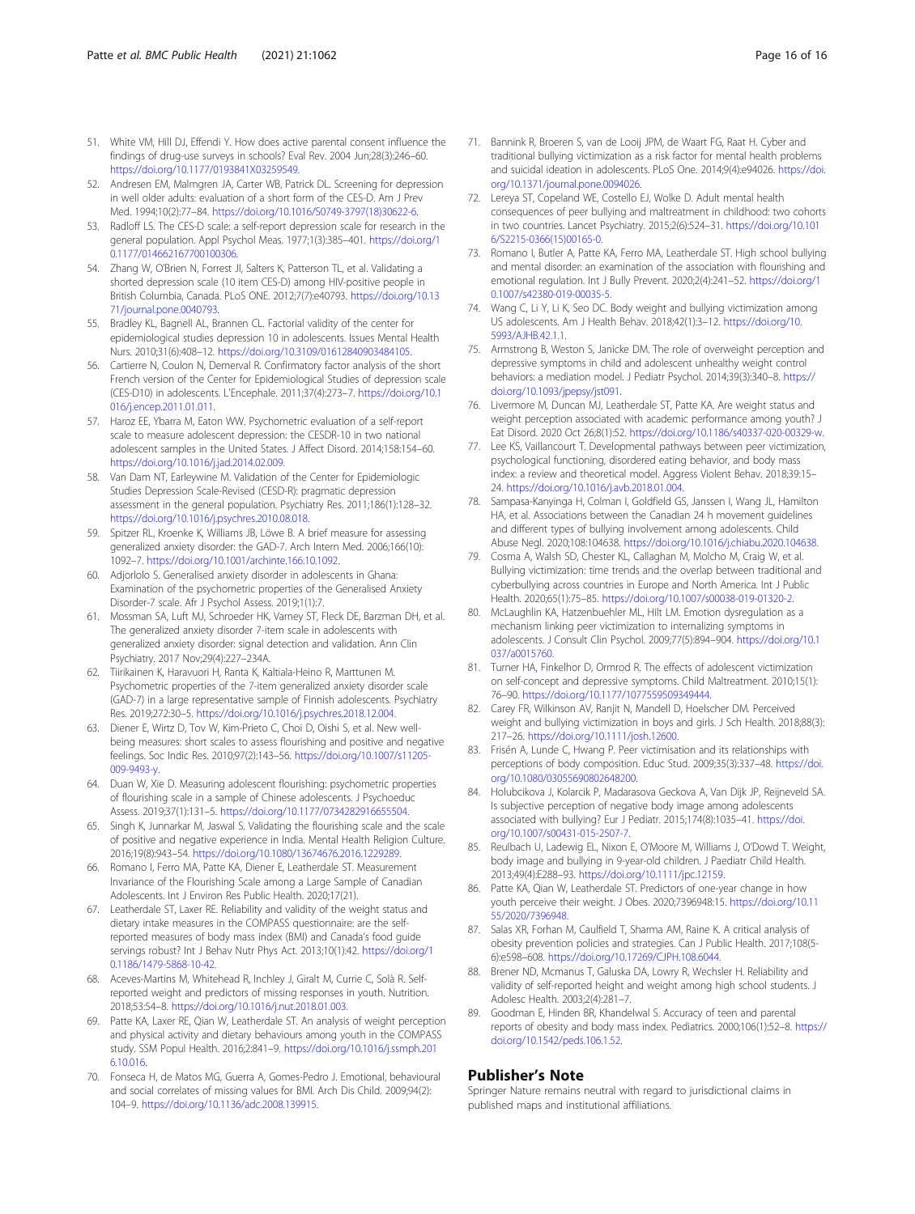51. White VM, Hill DJ, Effendi Y. How does active parental consent influence the findings of drug-use surveys in schools? Eval Rev. 2004 Jun;28(3):246–60. https://doi.org/10.1177/0193841X03259549.
52. Andresen EM, Malmgren JA, Carter WB, Patrick DL. Screening for depression in well older adults: evaluation of a short form of the CES-D. Am J Prev Med. 1994;10(2):77–84. https://doi.org/10.1016/S0749-3797(18)30622-6.
53. Radloff LS. The CES-D scale: a self-report depression scale for research in the general population. Appl Psychol Meas. 1977;1(3):385–401. https://doi.org/10.1177/014662167700100306.
54. Zhang W, O'Brien N, Forrest JI, Salters K, Patterson TL, et al. Validating a shorted depression scale (10 item CES-D) among HIV-positive people in British Columbia, Canada. PLoS ONE. 2012;7(7):e40793. https://doi.org/10.1371/journal.pone.0040793.
55. Bradley KL, Bagnell AL, Brannen CL. Factorial validity of the center for epidemiological studies depression 10 in adolescents. Issues Mental Health Nurs. 2010;31(6):408–12. https://doi.org/10.3109/01612840903484105.
56. Cartierre N, Coulon N, Demerval R. Confirmatory factor analysis of the short French version of the Center for Epidemiological Studies of depression scale (CES-D10) in adolescents. L'Encephale. 2011;37(4):273–7. https://doi.org/10.1016/j.encep.2011.01.011.
57. Haroz EE, Ybarra M, Eaton WW. Psychometric evaluation of a self-report scale to measure adolescent depression: the CESDR-10 in two national adolescent samples in the United States. J Affect Disord. 2014;158:154–60. https://doi.org/10.1016/j.jad.2014.02.009.
58. Van Dam NT, Earleywine M. Validation of the Center for Epidemiologic Studies Depression Scale-Revised (CESD-R): pragmatic depression assessment in the general population. Psychiatry Res. 2011;186(1):128–32. https://doi.org/10.1016/j.psychres.2010.08.018.
59. Spitzer RL, Kroenke K, Williams JB, Löwe B. A brief measure for assessing generalized anxiety disorder: the GAD-7. Arch Intern Med. 2006;166(10):1092–7. https://doi.org/10.1001/archinte.166.10.1092.
60. Adjorlolo S. Generalised anxiety disorder in adolescents in Ghana: Examination of the psychometric properties of the Generalised Anxiety Disorder-7 scale. Afr J Psychol Assess. 2019;1(1):7.
61. Mossman SA, Luft MJ, Schroeder HK, Varney ST, Fleck DE, Barzman DH, et al. The generalized anxiety disorder 7-item scale in adolescents with generalized anxiety disorder: signal detection and validation. Ann Clin Psychiatry. 2017 Nov;29(4):227–234A.
62. Tiirikainen K, Haravuori H, Ranta K, Kaltiala-Heino R, Marttunen M. Psychometric properties of the 7-item generalized anxiety disorder scale (GAD-7) in a large representative sample of Finnish adolescents. Psychiatry Res. 2019;272:30–5. https://doi.org/10.1016/j.psychres.2018.12.004.
63. Diener E, Wirtz D, Tov W, Kim-Prieto C, Choi D, Oishi S, et al. New well-being measures: short scales to assess flourishing and positive and negative feelings. Soc Indic Res. 2010;97(2):143–56. https://doi.org/10.1007/s11205-009-9493-y.
64. Duan W, Xie D. Measuring adolescent flourishing: psychometric properties of flourishing scale in a sample of Chinese adolescents. J Psychoeduc Assess. 2019;37(1):131–5. https://doi.org/10.1177/0734282916655504.
65. Singh K, Junnarkar M, Jaswal S. Validating the flourishing scale and the scale of positive and negative experience in India. Mental Health Religion Culture. 2016;19(8):943–54. https://doi.org/10.1080/13674676.2016.1229289.
66. Romano I, Ferro MA, Patte KA, Diener E, Leatherdale ST. Measurement Invariance of the Flourishing Scale among a Large Sample of Canadian Adolescents. Int J Environ Res Public Health. 2020;17(21).
67. Leatherdale ST, Laxer RE. Reliability and validity of the weight status and dietary intake measures in the COMPASS questionnaire: are the self-reported measures of body mass index (BMI) and Canada's food guide servings robust? Int J Behav Nutr Phys Act. 2013;10(1):42. https://doi.org/10.1186/1479-5868-10-42.
68. Aceves-Martins M, Whitehead R, Inchley J, Giralt M, Currie C, Solà R. Self-reported weight and predictors of missing responses in youth. Nutrition. 2018;53:54–8. https://doi.org/10.1016/j.nut.2018.01.003.
69. Patte KA, Laxer RE, Qian W, Leatherdale ST. An analysis of weight perception and physical activity and dietary behaviours among youth in the COMPASS study. SSM Popul Health. 2016;2:841–9. https://doi.org/10.1016/j.ssmph.2016.10.016.
70. Fonseca H, de Matos MG, Guerra A, Gomes-Pedro J. Emotional, behavioural and social correlates of missing values for BMI. Arch Dis Child. 2009;94(2):104–9. https://doi.org/10.1136/adc.2008.139915.
71. Bannink R, Broeren S, van de Looij JPM, de Waart FG, Raat H. Cyber and traditional bullying victimization as a risk factor for mental health problems and suicidal ideation in adolescents. PLoS One. 2014;9(4):e94026. https://doi.org/10.1371/journal.pone.0094026.
72. Lereya ST, Copeland WE, Costello EJ, Wolke D. Adult mental health consequences of peer bullying and maltreatment in childhood: two cohorts in two countries. Lancet Psychiatry. 2015;2(6):524–31. https://doi.org/10.1016/S2215-0366(15)00165-0.
73. Romano I, Butler A, Patte KA, Ferro MA, Leatherdale ST. High school bullying and mental disorder: an examination of the association with flourishing and emotional regulation. Int J Bully Prevent. 2020;2(4):241–52. https://doi.org/10.1007/s42380-019-00035-5.
74. Wang C, Li Y, Li K, Seo DC. Body weight and bullying victimization among US adolescents. Am J Health Behav. 2018;42(1):3–12. https://doi.org/10.5993/AJHB.42.1.1.
75. Armstrong B, Weston S, Janicke DM. The role of overweight perception and depressive symptoms in child and adolescent unhealthy weight control behaviors: a mediation model. J Pediatr Psychol. 2014;39(3):340–8. https://doi.org/10.1093/jpepsy/jst091.
76. Livermore M, Duncan MJ, Leatherdale ST, Patte KA. Are weight status and weight perception associated with academic performance among youth? J Eat Disord. 2020 Oct 26;8(1):52. https://doi.org/10.1186/s40337-020-00329-w.
77. Lee KS, Vaillancourt T. Developmental pathways between peer victimization, psychological functioning, disordered eating behavior, and body mass index: a review and theoretical model. Aggress Violent Behav. 2018;39:15–24. https://doi.org/10.1016/j.avb.2018.01.004.
78. Sampasa-Kanyinga H, Colman I, Goldfield GS, Janssen I, Wang JL, Hamilton HA, et al. Associations between the Canadian 24 h movement guidelines and different types of bullying involvement among adolescents. Child Abuse Negl. 2020;108:104638. https://doi.org/10.1016/j.chiabu.2020.104638.
79. Cosma A, Walsh SD, Chester KL, Callaghan M, Molcho M, Craig W, et al. Bullying victimization: time trends and the overlap between traditional and cyberbullying across countries in Europe and North America. Int J Public Health. 2020;65(1):75–85. https://doi.org/10.1007/s00038-019-01320-2.
80. McLaughlin KA, Hatzenbuehler ML, Hilt LM. Emotion dysregulation as a mechanism linking peer victimization to internalizing symptoms in adolescents. J Consult Clin Psychol. 2009;77(5):894–904. https://doi.org/10.1037/a0015760.
81. Turner HA, Finkelhor D, Ormrod R. The effects of adolescent victimization on self-concept and depressive symptoms. Child Maltreatment. 2010;15(1):76–90. https://doi.org/10.1177/1077559509349444.
82. Carey FR, Wilkinson AV, Ranjit N, Mandell D, Hoelscher DM. Perceived weight and bullying victimization in boys and girls. J Sch Health. 2018;88(3):217–26. https://doi.org/10.1111/josh.12600.
83. Frisén A, Lunde C, Hwang P. Peer victimisation and its relationships with perceptions of body composition. Educ Stud. 2009;35(3):337–48. https://doi.org/10.1080/03055690802648200.
84. Holubcikova J, Kolarcik P, Madarasova Geckova A, Van Dijk JP, Reijneveld SA. Is subjective perception of negative body image among adolescents associated with bullying? Eur J Pediatr. 2015;174(8):1035–41. https://doi.org/10.1007/s00431-015-2507-7.
85. Reulbach U, Ladewig EL, Nixon E, O'Moore M, Williams J, O'Dowd T. Weight, body image and bullying in 9-year-old children. J Paediatr Child Health. 2013;49(4):E288–93. https://doi.org/10.1111/jpc.12159.
86. Patte KA, Qian W, Leatherdale ST. Predictors of one-year change in how youth perceive their weight. J Obes. 2020;7396948:15. https://doi.org/10.1155/2020/7396948.
87. Salas XR, Forhan M, Caulfield T, Sharma AM, Raine K. A critical analysis of obesity prevention policies and strategies. Can J Public Health. 2017;108(5-6):e598–608. https://doi.org/10.17269/CJPH.108.6044.
88. Brener ND, Mcmanus T, Galuska DA, Lowry R, Wechsler H. Reliability and validity of self-reported height and weight among high school students. J Adolesc Health. 2003;2(4):281–7.
89. Goodman E, Hinden BR, Khandelwal S. Accuracy of teen and parental reports of obesity and body mass index. Pediatrics. 2000;106(1):52–8. https://doi.org/10.1542/peds.106.1.52.

## Publisher's Note

Springer Nature remains neutral with regard to jurisdictional claims in published maps and institutional affiliations.